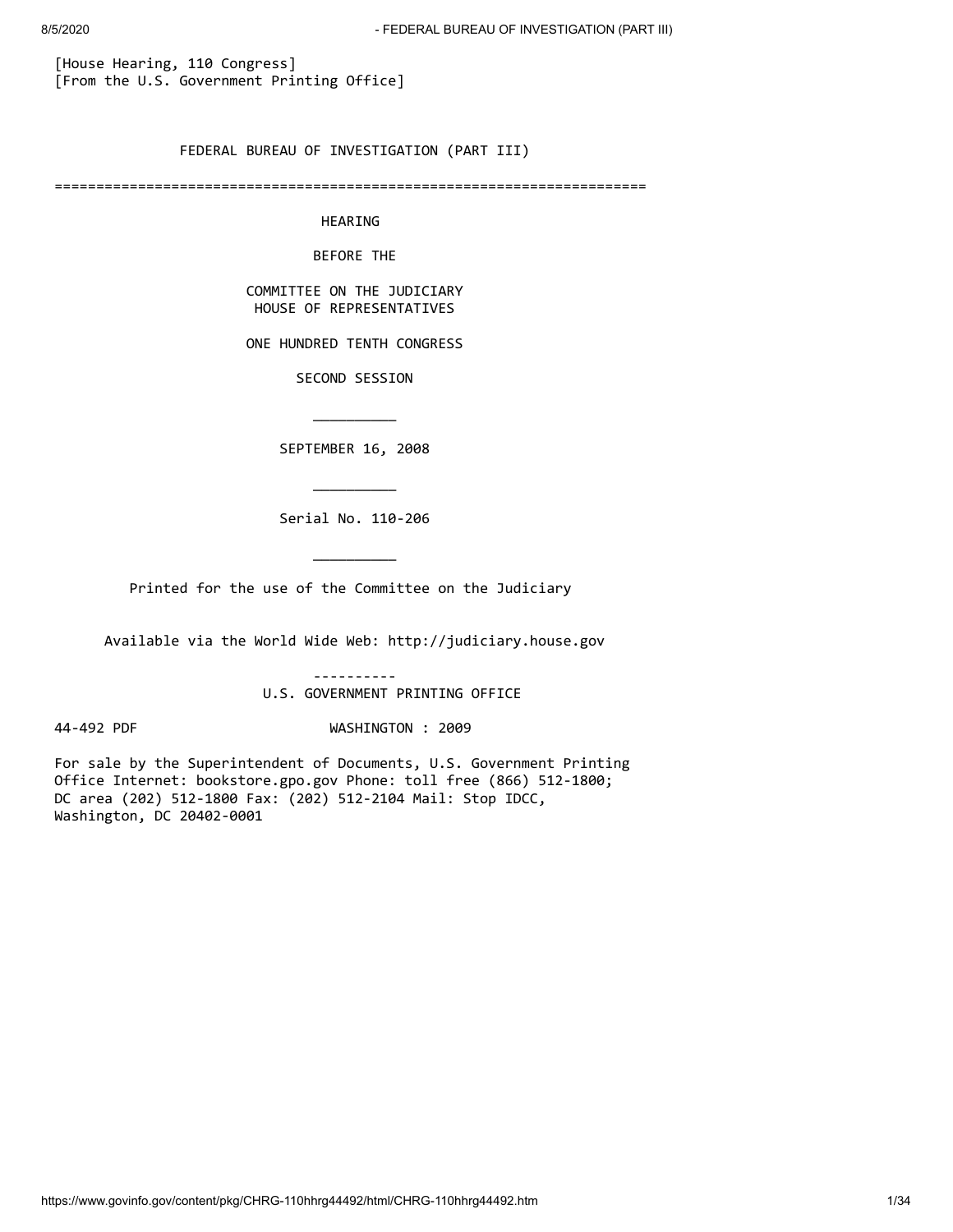[House Hearing, 110 Congress]
[From the U.S. Government Printing Office]

# FEDERAL BUREAU OF INVESTIGATION (PART III)

=======================================================================

HEARING

BEFORE THE

COMMITTEE ON THE JUDICIARY
HOUSE OF REPRESENTATIVES

ONE HUNDRED TENTH CONGRESS

SECOND SESSION

__________

SEPTEMBER 16, 2008

__________

Serial No. 110-206

__________

Printed for the use of the Committee on the Judiciary

Available via the World Wide Web: http://judiciary.house.gov

----------

U.S. GOVERNMENT PRINTING OFFICE

44-492 PDF WASHINGTON : 2009

For sale by the Superintendent of Documents, U.S. Government Printing Office Internet: bookstore.gpo.gov Phone: toll free (866) 512-1800; DC area (202) 512-1800 Fax: (202) 512-2104 Mail: Stop IDCC, Washington, DC 20402-0001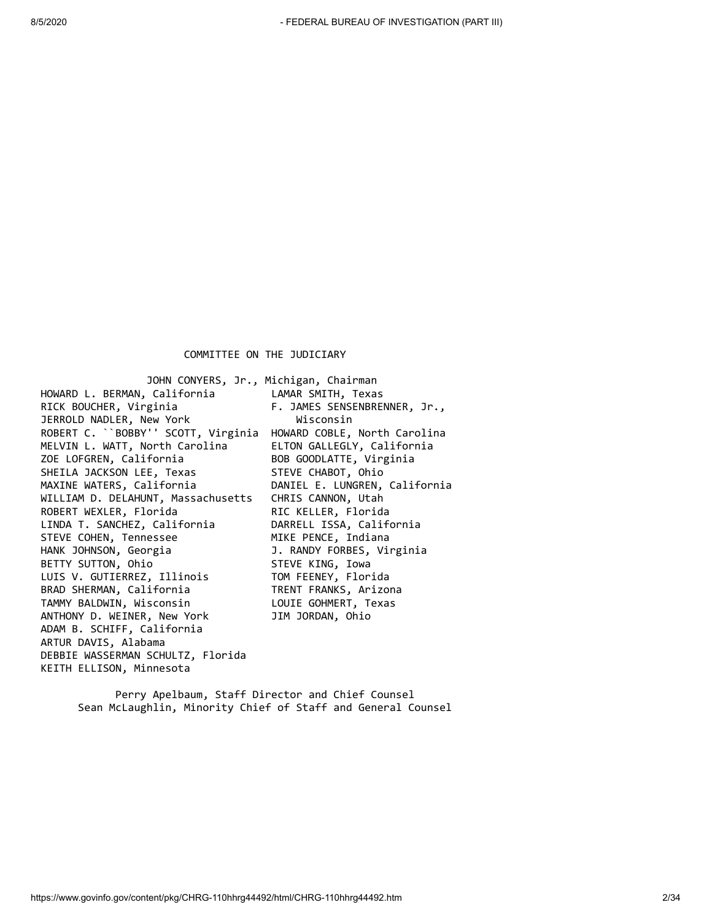## COMMITTEE ON THE JUDICIARY

JOHN CONYERS, Jr., Michigan, Chairman

| | |
|---|---|
| HOWARD L. BERMAN, California | LAMAR SMITH, Texas |
| RICK BOUCHER, Virginia | F. JAMES SENSENBRENNER, Jr., Wisconsin |
| JERROLD NADLER, New York | HOWARD COBLE, North Carolina |
| ROBERT C. ``BOBBY'' SCOTT, Virginia | ELTON GALLEGLY, California |
| MELVIN L. WATT, North Carolina | BOB GOODLATTE, Virginia |
| ZOE LOFGREN, California | STEVE CHABOT, Ohio |
| SHEILA JACKSON LEE, Texas | DANIEL E. LUNGREN, California |
| MAXINE WATERS, California | CHRIS CANNON, Utah |
| WILLIAM D. DELAHUNT, Massachusetts | RIC KELLER, Florida |
| ROBERT WEXLER, Florida | DARRELL ISSA, California |
| LINDA T. SANCHEZ, California | MIKE PENCE, Indiana |
| STEVE COHEN, Tennessee | J. RANDY FORBES, Virginia |
| HANK JOHNSON, Georgia | STEVE KING, Iowa |
| BETTY SUTTON, Ohio | TOM FEENEY, Florida |
| LUIS V. GUTIERREZ, Illinois | TRENT FRANKS, Arizona |
| BRAD SHERMAN, California | LOUIE GOHMERT, Texas |
| TAMMY BALDWIN, Wisconsin | JIM JORDAN, Ohio |
| ANTHONY D. WEINER, New York | |
| ADAM B. SCHIFF, California | |
| ARTUR DAVIS, Alabama | |
| DEBBIE WASSERMAN SCHULTZ, Florida | |
| KEITH ELLISON, Minnesota | |

Perry Apelbaum, Staff Director and Chief Counsel

Sean McLaughlin, Minority Chief of Staff and General Counsel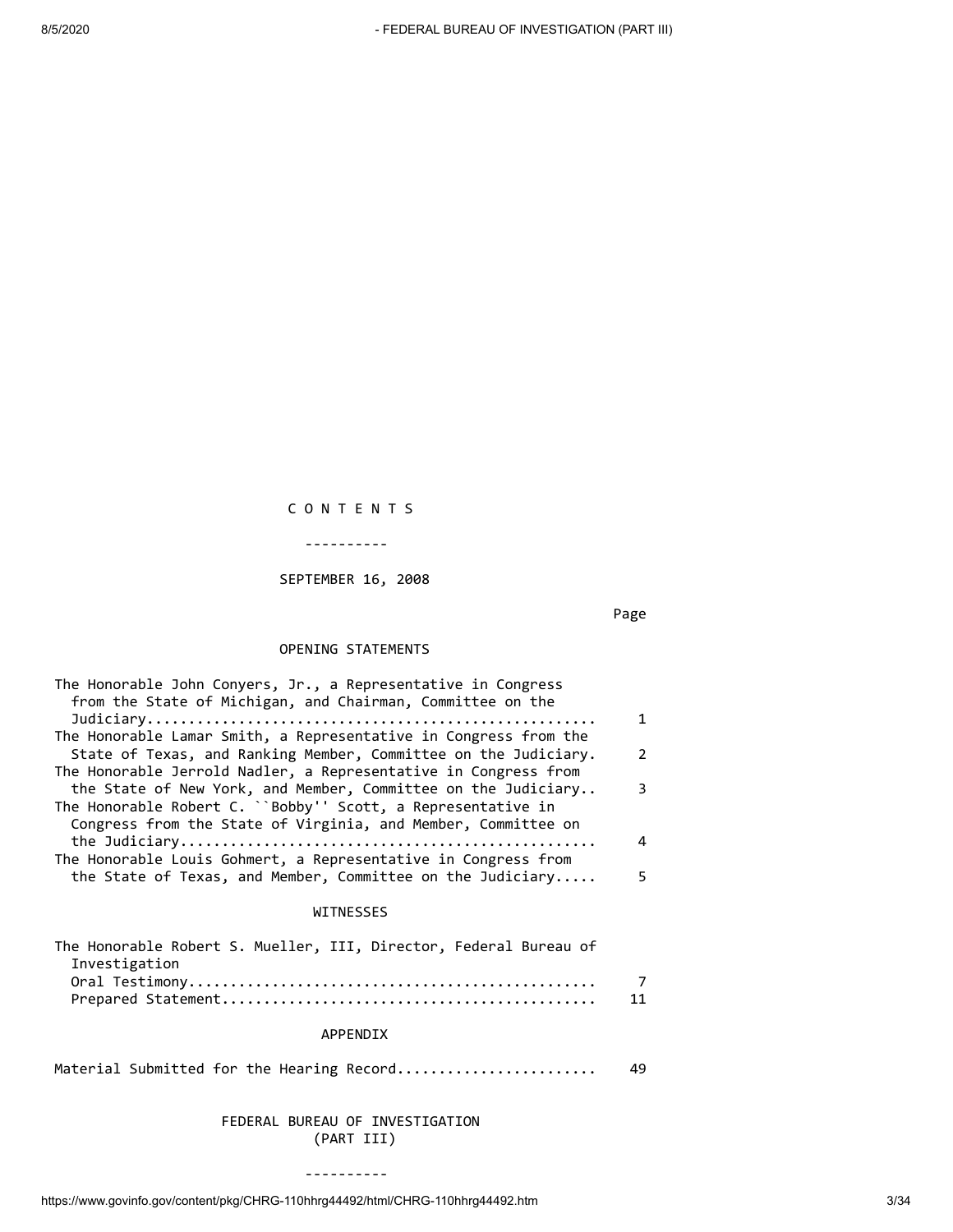# C O N T E N T S

----------

SEPTEMBER 16, 2008

| | Page |
|---|---|
| **OPENING STATEMENTS** | |
| The Honorable John Conyers, Jr., a Representative in Congress from the State of Michigan, and Chairman, Committee on the Judiciary | 1 |
| The Honorable Lamar Smith, a Representative in Congress from the State of Texas, and Ranking Member, Committee on the Judiciary. | 2 |
| The Honorable Jerrold Nadler, a Representative in Congress from the State of New York, and Member, Committee on the Judiciary.. | 3 |
| The Honorable Robert C. ``Bobby'' Scott, a Representative in Congress from the State of Virginia, and Member, Committee on the Judiciary | 4 |
| The Honorable Louis Gohmert, a Representative in Congress from the State of Texas, and Member, Committee on the Judiciary | 5 |
| **WITNESSES** | |
| The Honorable Robert S. Mueller, III, Director, Federal Bureau of Investigation | |
| Oral Testimony | 7 |
| Prepared Statement | 11 |
| **APPENDIX** | |
| Material Submitted for the Hearing Record | 49 |

# FEDERAL BUREAU OF INVESTIGATION (PART III)

----------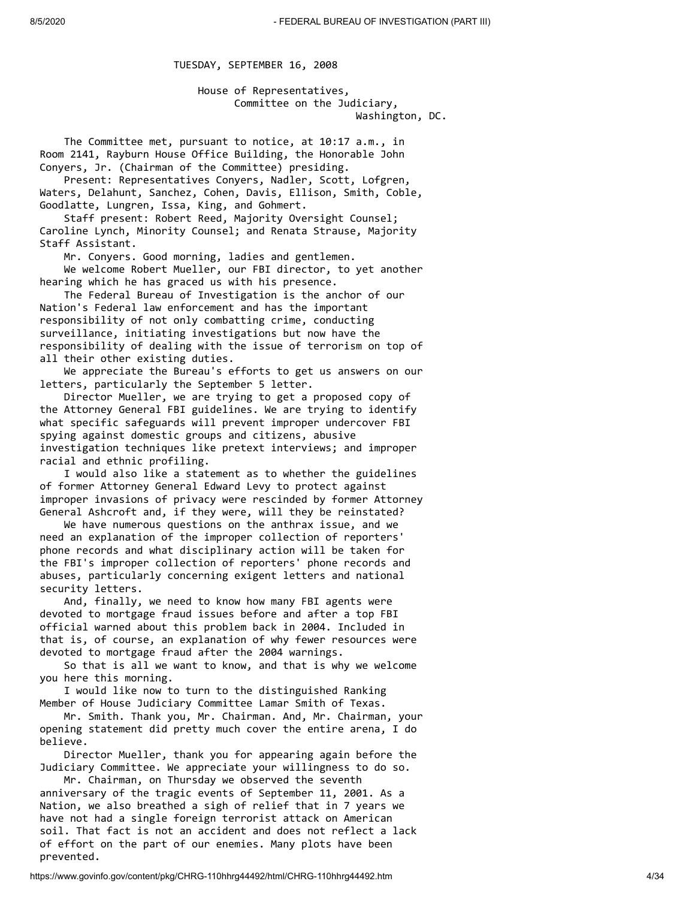TUESDAY, SEPTEMBER 16, 2008

House of Representatives,
Committee on the Judiciary,
Washington, DC.

The Committee met, pursuant to notice, at 10:17 a.m., in Room 2141, Rayburn House Office Building, the Honorable John Conyers, Jr. (Chairman of the Committee) presiding.

Present: Representatives Conyers, Nadler, Scott, Lofgren, Waters, Delahunt, Sanchez, Cohen, Davis, Ellison, Smith, Coble, Goodlatte, Lungren, Issa, King, and Gohmert.

Staff present: Robert Reed, Majority Oversight Counsel; Caroline Lynch, Minority Counsel; and Renata Strause, Majority Staff Assistant.

Mr. Conyers. Good morning, ladies and gentlemen.

We welcome Robert Mueller, our FBI director, to yet another hearing which he has graced us with his presence.

The Federal Bureau of Investigation is the anchor of our Nation's Federal law enforcement and has the important responsibility of not only combatting crime, conducting surveillance, initiating investigations but now have the responsibility of dealing with the issue of terrorism on top of all their other existing duties.

We appreciate the Bureau's efforts to get us answers on our letters, particularly the September 5 letter.

Director Mueller, we are trying to get a proposed copy of the Attorney General FBI guidelines. We are trying to identify what specific safeguards will prevent improper undercover FBI spying against domestic groups and citizens, abusive investigation techniques like pretext interviews; and improper racial and ethnic profiling.

I would also like a statement as to whether the guidelines of former Attorney General Edward Levy to protect against improper invasions of privacy were rescinded by former Attorney General Ashcroft and, if they were, will they be reinstated?

We have numerous questions on the anthrax issue, and we need an explanation of the improper collection of reporters' phone records and what disciplinary action will be taken for the FBI's improper collection of reporters' phone records and abuses, particularly concerning exigent letters and national security letters.

And, finally, we need to know how many FBI agents were devoted to mortgage fraud issues before and after a top FBI official warned about this problem back in 2004. Included in that is, of course, an explanation of why fewer resources were devoted to mortgage fraud after the 2004 warnings.

So that is all we want to know, and that is why we welcome you here this morning.

I would like now to turn to the distinguished Ranking Member of House Judiciary Committee Lamar Smith of Texas.

Mr. Smith. Thank you, Mr. Chairman. And, Mr. Chairman, your opening statement did pretty much cover the entire arena, I do believe.

Director Mueller, thank you for appearing again before the Judiciary Committee. We appreciate your willingness to do so.

Mr. Chairman, on Thursday we observed the seventh anniversary of the tragic events of September 11, 2001. As a Nation, we also breathed a sigh of relief that in 7 years we have not had a single foreign terrorist attack on American soil. That fact is not an accident and does not reflect a lack of effort on the part of our enemies. Many plots have been prevented.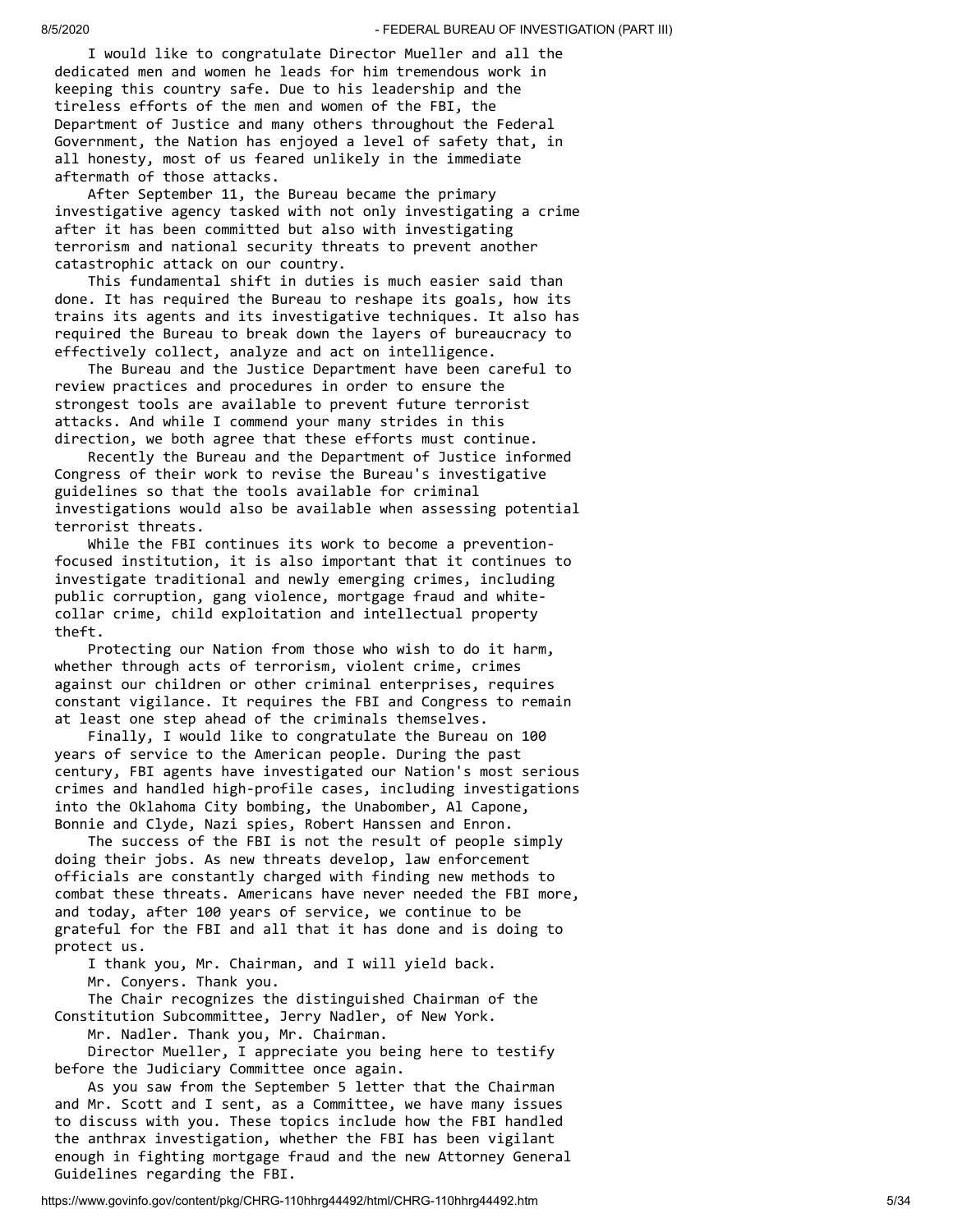I would like to congratulate Director Mueller and all the dedicated men and women he leads for him tremendous work in keeping this country safe. Due to his leadership and the tireless efforts of the men and women of the FBI, the Department of Justice and many others throughout the Federal Government, the Nation has enjoyed a level of safety that, in all honesty, most of us feared unlikely in the immediate aftermath of those attacks.

After September 11, the Bureau became the primary investigative agency tasked with not only investigating a crime after it has been committed but also with investigating terrorism and national security threats to prevent another catastrophic attack on our country.

This fundamental shift in duties is much easier said than done. It has required the Bureau to reshape its goals, how its trains its agents and its investigative techniques. It also has required the Bureau to break down the layers of bureaucracy to effectively collect, analyze and act on intelligence.

The Bureau and the Justice Department have been careful to review practices and procedures in order to ensure the strongest tools are available to prevent future terrorist attacks. And while I commend your many strides in this direction, we both agree that these efforts must continue.

Recently the Bureau and the Department of Justice informed Congress of their work to revise the Bureau's investigative guidelines so that the tools available for criminal investigations would also be available when assessing potential terrorist threats.

While the FBI continues its work to become a prevention-focused institution, it is also important that it continues to investigate traditional and newly emerging crimes, including public corruption, gang violence, mortgage fraud and white-collar crime, child exploitation and intellectual property theft.

Protecting our Nation from those who wish to do it harm, whether through acts of terrorism, violent crime, crimes against our children or other criminal enterprises, requires constant vigilance. It requires the FBI and Congress to remain at least one step ahead of the criminals themselves.

Finally, I would like to congratulate the Bureau on 100 years of service to the American people. During the past century, FBI agents have investigated our Nation's most serious crimes and handled high-profile cases, including investigations into the Oklahoma City bombing, the Unabomber, Al Capone, Bonnie and Clyde, Nazi spies, Robert Hanssen and Enron.

The success of the FBI is not the result of people simply doing their jobs. As new threats develop, law enforcement officials are constantly charged with finding new methods to combat these threats. Americans have never needed the FBI more, and today, after 100 years of service, we continue to be grateful for the FBI and all that it has done and is doing to protect us.

I thank you, Mr. Chairman, and I will yield back.

Mr. Conyers. Thank you.

The Chair recognizes the distinguished Chairman of the Constitution Subcommittee, Jerry Nadler, of New York.

Mr. Nadler. Thank you, Mr. Chairman.

Director Mueller, I appreciate you being here to testify before the Judiciary Committee once again.

As you saw from the September 5 letter that the Chairman and Mr. Scott and I sent, as a Committee, we have many issues to discuss with you. These topics include how the FBI handled the anthrax investigation, whether the FBI has been vigilant enough in fighting mortgage fraud and the new Attorney General Guidelines regarding the FBI.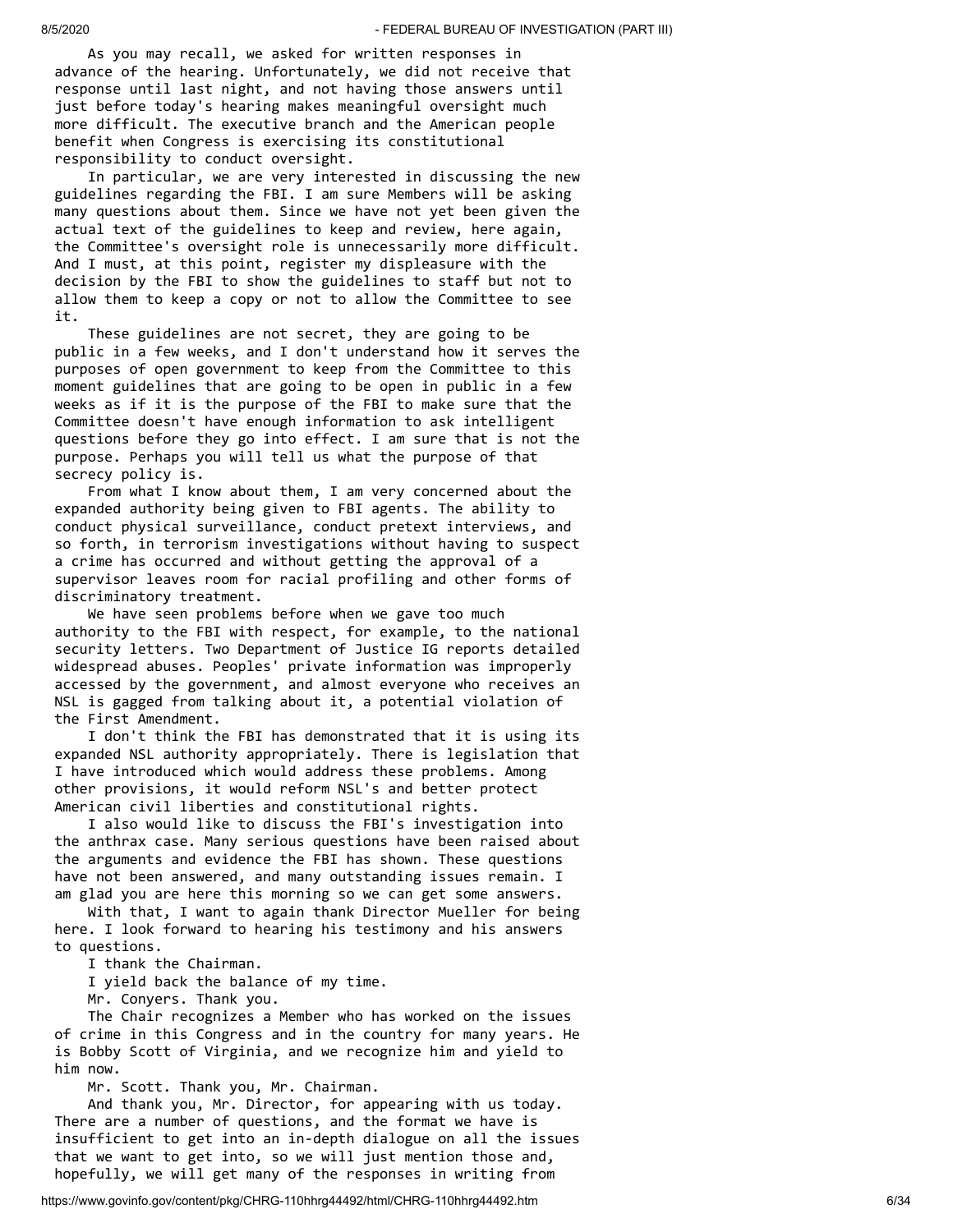As you may recall, we asked for written responses in advance of the hearing. Unfortunately, we did not receive that response until last night, and not having those answers until just before today's hearing makes meaningful oversight much more difficult. The executive branch and the American people benefit when Congress is exercising its constitutional responsibility to conduct oversight.

In particular, we are very interested in discussing the new guidelines regarding the FBI. I am sure Members will be asking many questions about them. Since we have not yet been given the actual text of the guidelines to keep and review, here again, the Committee's oversight role is unnecessarily more difficult. And I must, at this point, register my displeasure with the decision by the FBI to show the guidelines to staff but not to allow them to keep a copy or not to allow the Committee to see it.

These guidelines are not secret, they are going to be public in a few weeks, and I don't understand how it serves the purposes of open government to keep from the Committee to this moment guidelines that are going to be open in public in a few weeks as if it is the purpose of the FBI to make sure that the Committee doesn't have enough information to ask intelligent questions before they go into effect. I am sure that is not the purpose. Perhaps you will tell us what the purpose of that secrecy policy is.

From what I know about them, I am very concerned about the expanded authority being given to FBI agents. The ability to conduct physical surveillance, conduct pretext interviews, and so forth, in terrorism investigations without having to suspect a crime has occurred and without getting the approval of a supervisor leaves room for racial profiling and other forms of discriminatory treatment.

We have seen problems before when we gave too much authority to the FBI with respect, for example, to the national security letters. Two Department of Justice IG reports detailed widespread abuses. Peoples' private information was improperly accessed by the government, and almost everyone who receives an NSL is gagged from talking about it, a potential violation of the First Amendment.

I don't think the FBI has demonstrated that it is using its expanded NSL authority appropriately. There is legislation that I have introduced which would address these problems. Among other provisions, it would reform NSL's and better protect American civil liberties and constitutional rights.

I also would like to discuss the FBI's investigation into the anthrax case. Many serious questions have been raised about the arguments and evidence the FBI has shown. These questions have not been answered, and many outstanding issues remain. I am glad you are here this morning so we can get some answers.

With that, I want to again thank Director Mueller for being here. I look forward to hearing his testimony and his answers to questions.

I thank the Chairman.

I yield back the balance of my time.

Mr. Conyers. Thank you.

The Chair recognizes a Member who has worked on the issues of crime in this Congress and in the country for many years. He is Bobby Scott of Virginia, and we recognize him and yield to him now.

Mr. Scott. Thank you, Mr. Chairman.

And thank you, Mr. Director, for appearing with us today. There are a number of questions, and the format we have is insufficient to get into an in-depth dialogue on all the issues that we want to get into, so we will just mention those and, hopefully, we will get many of the responses in writing from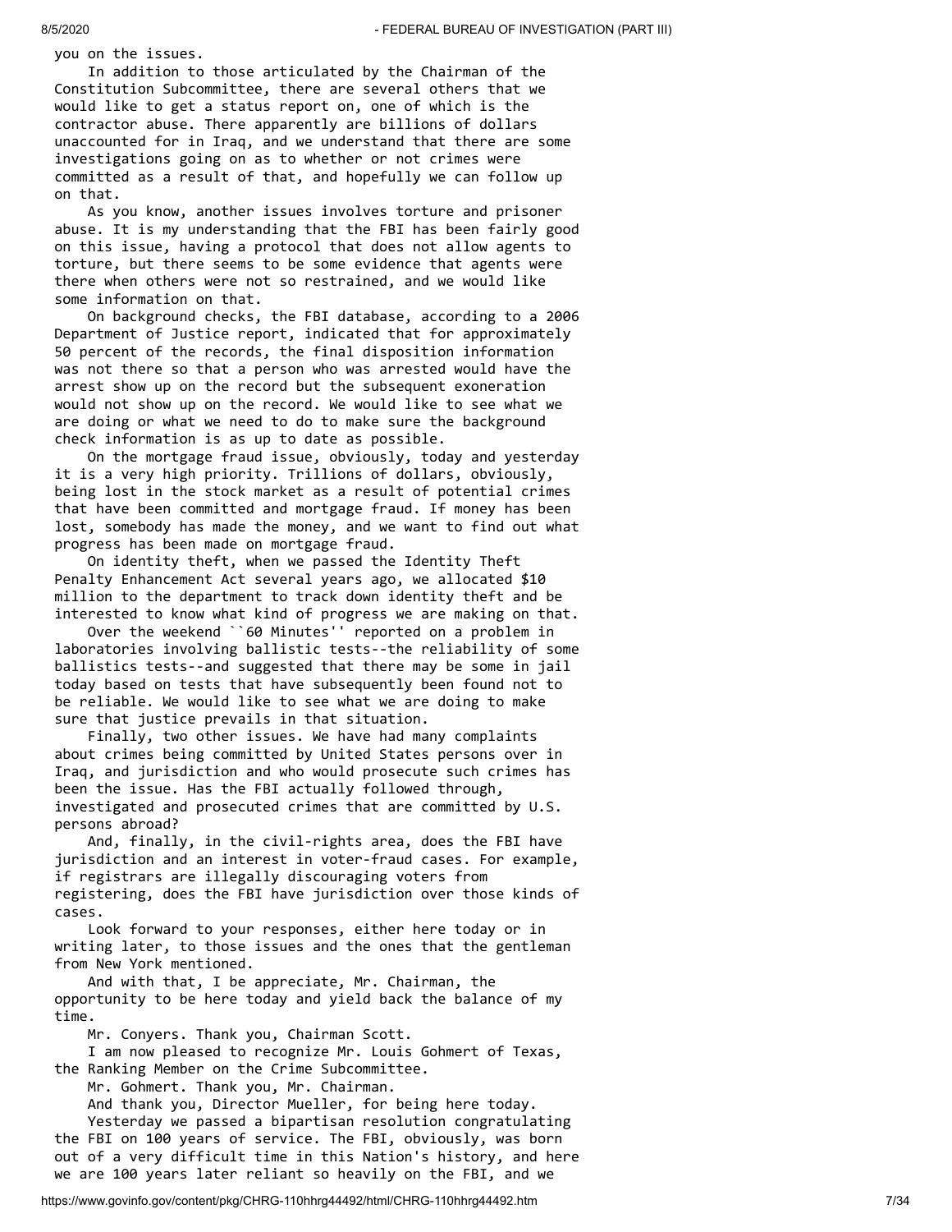you on the issues.

In addition to those articulated by the Chairman of the Constitution Subcommittee, there are several others that we would like to get a status report on, one of which is the contractor abuse. There apparently are billions of dollars unaccounted for in Iraq, and we understand that there are some investigations going on as to whether or not crimes were committed as a result of that, and hopefully we can follow up on that.

As you know, another issues involves torture and prisoner abuse. It is my understanding that the FBI has been fairly good on this issue, having a protocol that does not allow agents to torture, but there seems to be some evidence that agents were there when others were not so restrained, and we would like some information on that.

On background checks, the FBI database, according to a 2006 Department of Justice report, indicated that for approximately 50 percent of the records, the final disposition information was not there so that a person who was arrested would have the arrest show up on the record but the subsequent exoneration would not show up on the record. We would like to see what we are doing or what we need to do to make sure the background check information is as up to date as possible.

On the mortgage fraud issue, obviously, today and yesterday it is a very high priority. Trillions of dollars, obviously, being lost in the stock market as a result of potential crimes that have been committed and mortgage fraud. If money has been lost, somebody has made the money, and we want to find out what progress has been made on mortgage fraud.

On identity theft, when we passed the Identity Theft Penalty Enhancement Act several years ago, we allocated $10 million to the department to track down identity theft and be interested to know what kind of progress we are making on that.

Over the weekend ``60 Minutes'' reported on a problem in laboratories involving ballistic tests--the reliability of some ballistics tests--and suggested that there may be some in jail today based on tests that have subsequently been found not to be reliable. We would like to see what we are doing to make sure that justice prevails in that situation.

Finally, two other issues. We have had many complaints about crimes being committed by United States persons over in Iraq, and jurisdiction and who would prosecute such crimes has been the issue. Has the FBI actually followed through, investigated and prosecuted crimes that are committed by U.S. persons abroad?

And, finally, in the civil-rights area, does the FBI have jurisdiction and an interest in voter-fraud cases. For example, if registrars are illegally discouraging voters from registering, does the FBI have jurisdiction over those kinds of cases.

Look forward to your responses, either here today or in writing later, to those issues and the ones that the gentleman from New York mentioned.

And with that, I be appreciate, Mr. Chairman, the opportunity to be here today and yield back the balance of my time.

Mr. Conyers. Thank you, Chairman Scott.

I am now pleased to recognize Mr. Louis Gohmert of Texas, the Ranking Member on the Crime Subcommittee.

Mr. Gohmert. Thank you, Mr. Chairman.

And thank you, Director Mueller, for being here today.

Yesterday we passed a bipartisan resolution congratulating the FBI on 100 years of service. The FBI, obviously, was born out of a very difficult time in this Nation's history, and here we are 100 years later reliant so heavily on the FBI, and we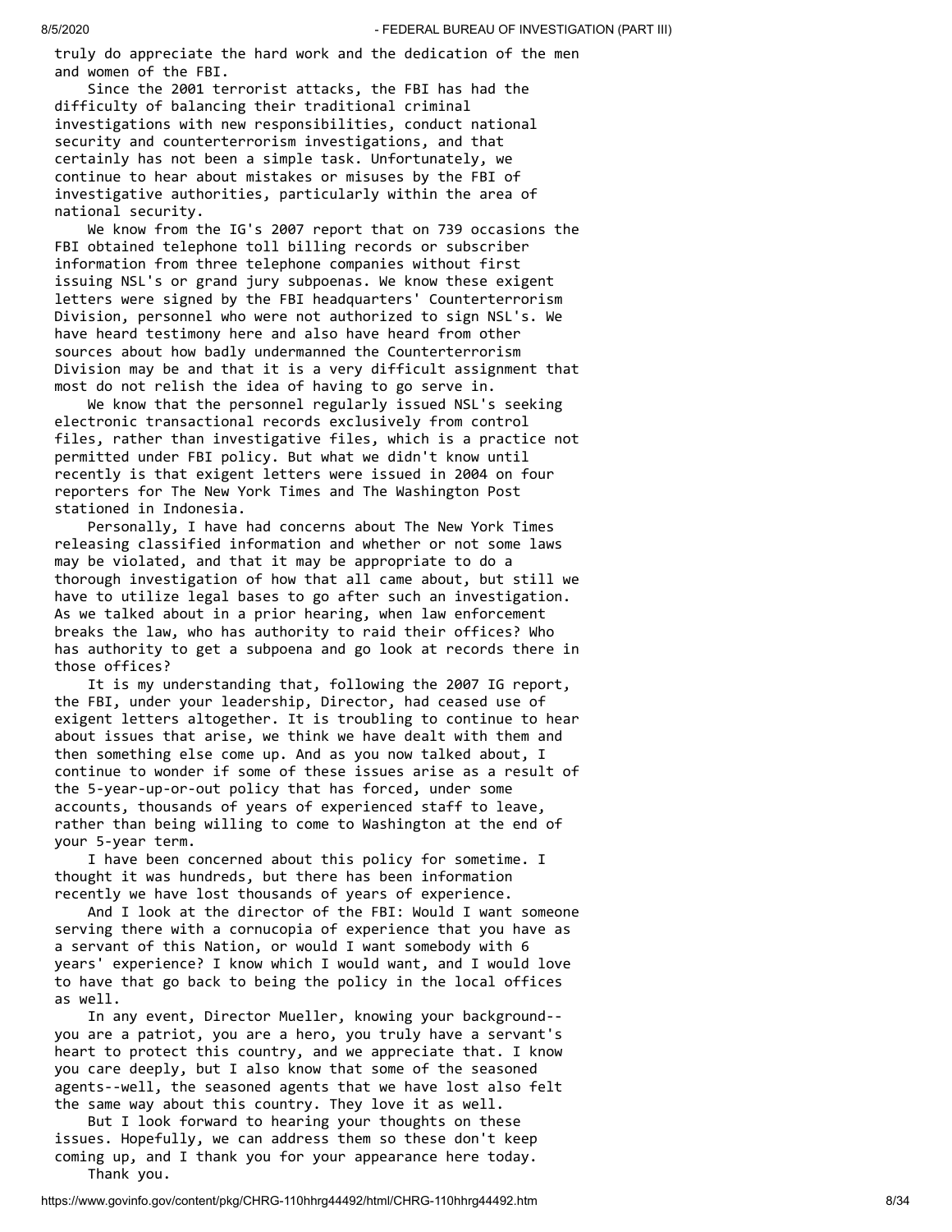truly do appreciate the hard work and the dedication of the men and women of the FBI.

Since the 2001 terrorist attacks, the FBI has had the difficulty of balancing their traditional criminal investigations with new responsibilities, conduct national security and counterterrorism investigations, and that certainly has not been a simple task. Unfortunately, we continue to hear about mistakes or misuses by the FBI of investigative authorities, particularly within the area of national security.

We know from the IG's 2007 report that on 739 occasions the FBI obtained telephone toll billing records or subscriber information from three telephone companies without first issuing NSL's or grand jury subpoenas. We know these exigent letters were signed by the FBI headquarters' Counterterrorism Division, personnel who were not authorized to sign NSL's. We have heard testimony here and also have heard from other sources about how badly undermanned the Counterterrorism Division may be and that it is a very difficult assignment that most do not relish the idea of having to go serve in.

We know that the personnel regularly issued NSL's seeking electronic transactional records exclusively from control files, rather than investigative files, which is a practice not permitted under FBI policy. But what we didn't know until recently is that exigent letters were issued in 2004 on four reporters for The New York Times and The Washington Post stationed in Indonesia.

Personally, I have had concerns about The New York Times releasing classified information and whether or not some laws may be violated, and that it may be appropriate to do a thorough investigation of how that all came about, but still we have to utilize legal bases to go after such an investigation. As we talked about in a prior hearing, when law enforcement breaks the law, who has authority to raid their offices? Who has authority to get a subpoena and go look at records there in those offices?

It is my understanding that, following the 2007 IG report, the FBI, under your leadership, Director, had ceased use of exigent letters altogether. It is troubling to continue to hear about issues that arise, we think we have dealt with them and then something else come up. And as you now talked about, I continue to wonder if some of these issues arise as a result of the 5-year-up-or-out policy that has forced, under some accounts, thousands of years of experienced staff to leave, rather than being willing to come to Washington at the end of your 5-year term.

I have been concerned about this policy for sometime. I thought it was hundreds, but there has been information recently we have lost thousands of years of experience.

And I look at the director of the FBI: Would I want someone serving there with a cornucopia of experience that you have as a servant of this Nation, or would I want somebody with 6 years' experience? I know which I would want, and I would love to have that go back to being the policy in the local offices as well.

In any event, Director Mueller, knowing your background--you are a patriot, you are a hero, you truly have a servant's heart to protect this country, and we appreciate that. I know you care deeply, but I also know that some of the seasoned agents--well, the seasoned agents that we have lost also felt the same way about this country. They love it as well.

But I look forward to hearing your thoughts on these issues. Hopefully, we can address them so these don't keep coming up, and I thank you for your appearance here today.

Thank you.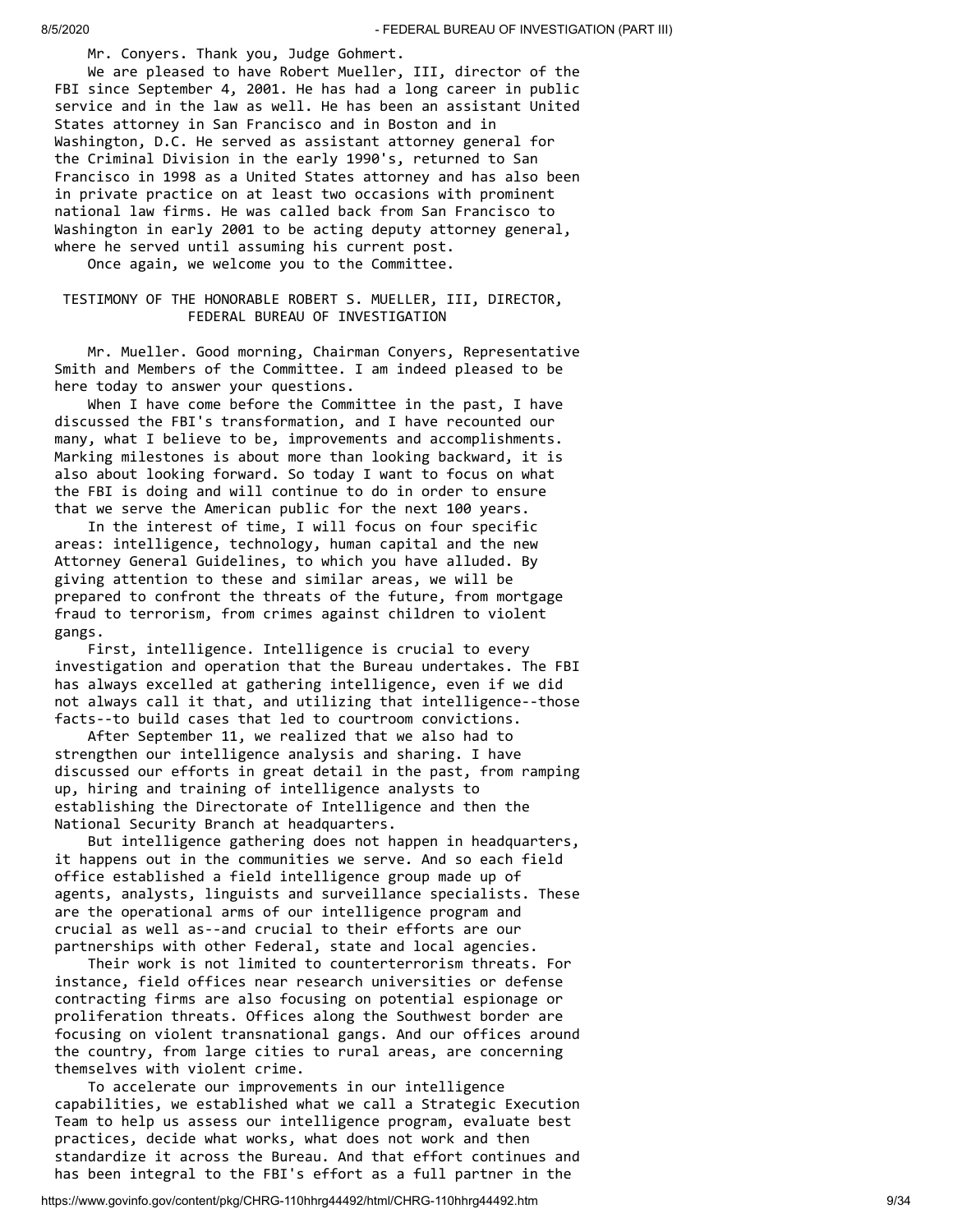Mr. Conyers. Thank you, Judge Gohmert.

We are pleased to have Robert Mueller, III, director of the FBI since September 4, 2001. He has had a long career in public service and in the law as well. He has been an assistant United States attorney in San Francisco and in Boston and in Washington, D.C. He served as assistant attorney general for the Criminal Division in the early 1990's, returned to San Francisco in 1998 as a United States attorney and has also been in private practice on at least two occasions with prominent national law firms. He was called back from San Francisco to Washington in early 2001 to be acting deputy attorney general, where he served until assuming his current post.

Once again, we welcome you to the Committee.

## TESTIMONY OF THE HONORABLE ROBERT S. MUELLER, III, DIRECTOR, FEDERAL BUREAU OF INVESTIGATION

Mr. Mueller. Good morning, Chairman Conyers, Representative Smith and Members of the Committee. I am indeed pleased to be here today to answer your questions.

When I have come before the Committee in the past, I have discussed the FBI's transformation, and I have recounted our many, what I believe to be, improvements and accomplishments. Marking milestones is about more than looking backward, it is also about looking forward. So today I want to focus on what the FBI is doing and will continue to do in order to ensure that we serve the American public for the next 100 years.

In the interest of time, I will focus on four specific areas: intelligence, technology, human capital and the new Attorney General Guidelines, to which you have alluded. By giving attention to these and similar areas, we will be prepared to confront the threats of the future, from mortgage fraud to terrorism, from crimes against children to violent gangs.

First, intelligence. Intelligence is crucial to every investigation and operation that the Bureau undertakes. The FBI has always excelled at gathering intelligence, even if we did not always call it that, and utilizing that intelligence--those facts--to build cases that led to courtroom convictions.

After September 11, we realized that we also had to strengthen our intelligence analysis and sharing. I have discussed our efforts in great detail in the past, from ramping up, hiring and training of intelligence analysts to establishing the Directorate of Intelligence and then the National Security Branch at headquarters.

But intelligence gathering does not happen in headquarters, it happens out in the communities we serve. And so each field office established a field intelligence group made up of agents, analysts, linguists and surveillance specialists. These are the operational arms of our intelligence program and crucial as well as--and crucial to their efforts are our partnerships with other Federal, state and local agencies.

Their work is not limited to counterterrorism threats. For instance, field offices near research universities or defense contracting firms are also focusing on potential espionage or proliferation threats. Offices along the Southwest border are focusing on violent transnational gangs. And our offices around the country, from large cities to rural areas, are concerning themselves with violent crime.

To accelerate our improvements in our intelligence capabilities, we established what we call a Strategic Execution Team to help us assess our intelligence program, evaluate best practices, decide what works, what does not work and then standardize it across the Bureau. And that effort continues and has been integral to the FBI's effort as a full partner in the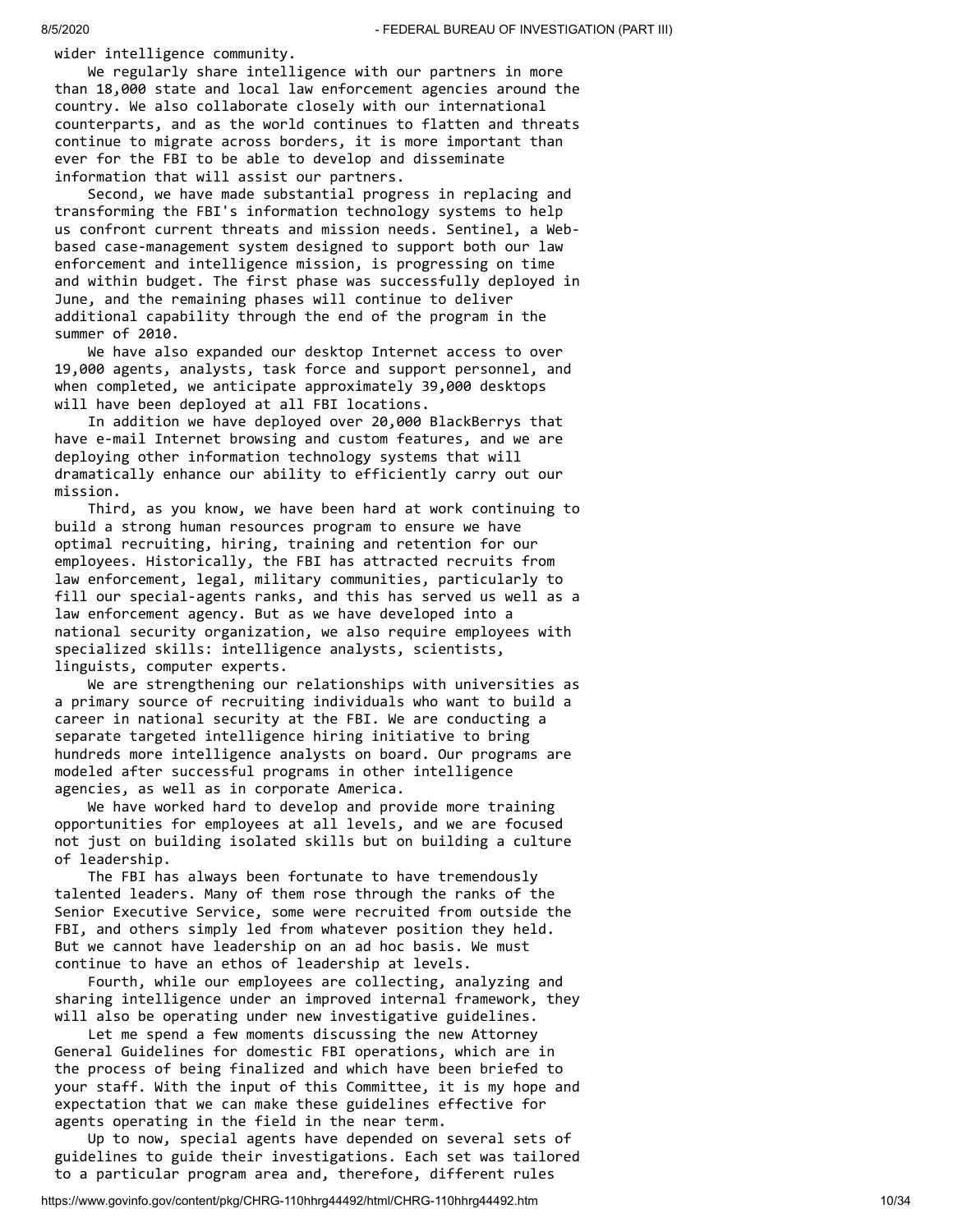wider intelligence community.

We regularly share intelligence with our partners in more than 18,000 state and local law enforcement agencies around the country. We also collaborate closely with our international counterparts, and as the world continues to flatten and threats continue to migrate across borders, it is more important than ever for the FBI to be able to develop and disseminate information that will assist our partners.

Second, we have made substantial progress in replacing and transforming the FBI's information technology systems to help us confront current threats and mission needs. Sentinel, a Web-based case-management system designed to support both our law enforcement and intelligence mission, is progressing on time and within budget. The first phase was successfully deployed in June, and the remaining phases will continue to deliver additional capability through the end of the program in the summer of 2010.

We have also expanded our desktop Internet access to over 19,000 agents, analysts, task force and support personnel, and when completed, we anticipate approximately 39,000 desktops will have been deployed at all FBI locations.

In addition we have deployed over 20,000 BlackBerrys that have e-mail Internet browsing and custom features, and we are deploying other information technology systems that will dramatically enhance our ability to efficiently carry out our mission.

Third, as you know, we have been hard at work continuing to build a strong human resources program to ensure we have optimal recruiting, hiring, training and retention for our employees. Historically, the FBI has attracted recruits from law enforcement, legal, military communities, particularly to fill our special-agents ranks, and this has served us well as a law enforcement agency. But as we have developed into a national security organization, we also require employees with specialized skills: intelligence analysts, scientists, linguists, computer experts.

We are strengthening our relationships with universities as a primary source of recruiting individuals who want to build a career in national security at the FBI. We are conducting a separate targeted intelligence hiring initiative to bring hundreds more intelligence analysts on board. Our programs are modeled after successful programs in other intelligence agencies, as well as in corporate America.

We have worked hard to develop and provide more training opportunities for employees at all levels, and we are focused not just on building isolated skills but on building a culture of leadership.

The FBI has always been fortunate to have tremendously talented leaders. Many of them rose through the ranks of the Senior Executive Service, some were recruited from outside the FBI, and others simply led from whatever position they held. But we cannot have leadership on an ad hoc basis. We must continue to have an ethos of leadership at levels.

Fourth, while our employees are collecting, analyzing and sharing intelligence under an improved internal framework, they will also be operating under new investigative guidelines.

Let me spend a few moments discussing the new Attorney General Guidelines for domestic FBI operations, which are in the process of being finalized and which have been briefed to your staff. With the input of this Committee, it is my hope and expectation that we can make these guidelines effective for agents operating in the field in the near term.

Up to now, special agents have depended on several sets of guidelines to guide their investigations. Each set was tailored to a particular program area and, therefore, different rules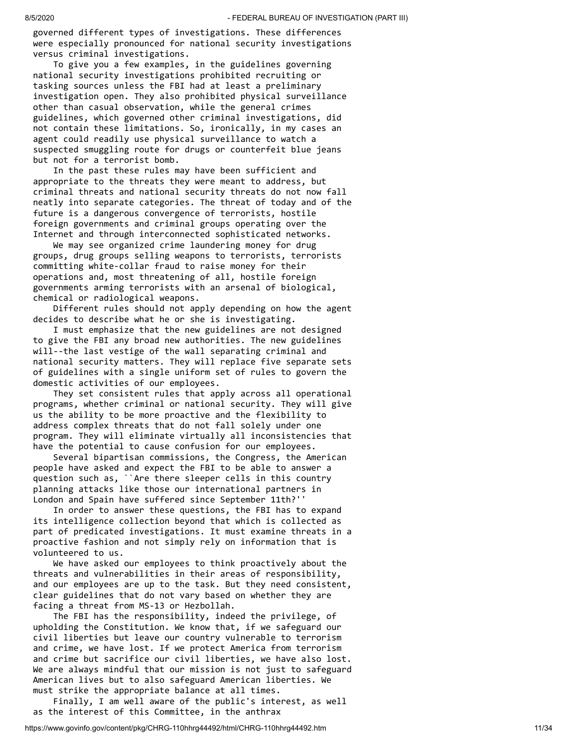governed different types of investigations. These differences were especially pronounced for national security investigations versus criminal investigations.

To give you a few examples, in the guidelines governing national security investigations prohibited recruiting or tasking sources unless the FBI had at least a preliminary investigation open. They also prohibited physical surveillance other than casual observation, while the general crimes guidelines, which governed other criminal investigations, did not contain these limitations. So, ironically, in my cases an agent could readily use physical surveillance to watch a suspected smuggling route for drugs or counterfeit blue jeans but not for a terrorist bomb.

In the past these rules may have been sufficient and appropriate to the threats they were meant to address, but criminal threats and national security threats do not now fall neatly into separate categories. The threat of today and of the future is a dangerous convergence of terrorists, hostile foreign governments and criminal groups operating over the Internet and through interconnected sophisticated networks.

We may see organized crime laundering money for drug groups, drug groups selling weapons to terrorists, terrorists committing white-collar fraud to raise money for their operations and, most threatening of all, hostile foreign governments arming terrorists with an arsenal of biological, chemical or radiological weapons.

Different rules should not apply depending on how the agent decides to describe what he or she is investigating.

I must emphasize that the new guidelines are not designed to give the FBI any broad new authorities. The new guidelines will--the last vestige of the wall separating criminal and national security matters. They will replace five separate sets of guidelines with a single uniform set of rules to govern the domestic activities of our employees.

They set consistent rules that apply across all operational programs, whether criminal or national security. They will give us the ability to be more proactive and the flexibility to address complex threats that do not fall solely under one program. They will eliminate virtually all inconsistencies that have the potential to cause confusion for our employees.

Several bipartisan commissions, the Congress, the American people have asked and expect the FBI to be able to answer a question such as, ``Are there sleeper cells in this country planning attacks like those our international partners in London and Spain have suffered since September 11th?''

In order to answer these questions, the FBI has to expand its intelligence collection beyond that which is collected as part of predicated investigations. It must examine threats in a proactive fashion and not simply rely on information that is volunteered to us.

We have asked our employees to think proactively about the threats and vulnerabilities in their areas of responsibility, and our employees are up to the task. But they need consistent, clear guidelines that do not vary based on whether they are facing a threat from MS-13 or Hezbollah.

The FBI has the responsibility, indeed the privilege, of upholding the Constitution. We know that, if we safeguard our civil liberties but leave our country vulnerable to terrorism and crime, we have lost. If we protect America from terrorism and crime but sacrifice our civil liberties, we have also lost. We are always mindful that our mission is not just to safeguard American lives but to also safeguard American liberties. We must strike the appropriate balance at all times.

Finally, I am well aware of the public's interest, as well as the interest of this Committee, in the anthrax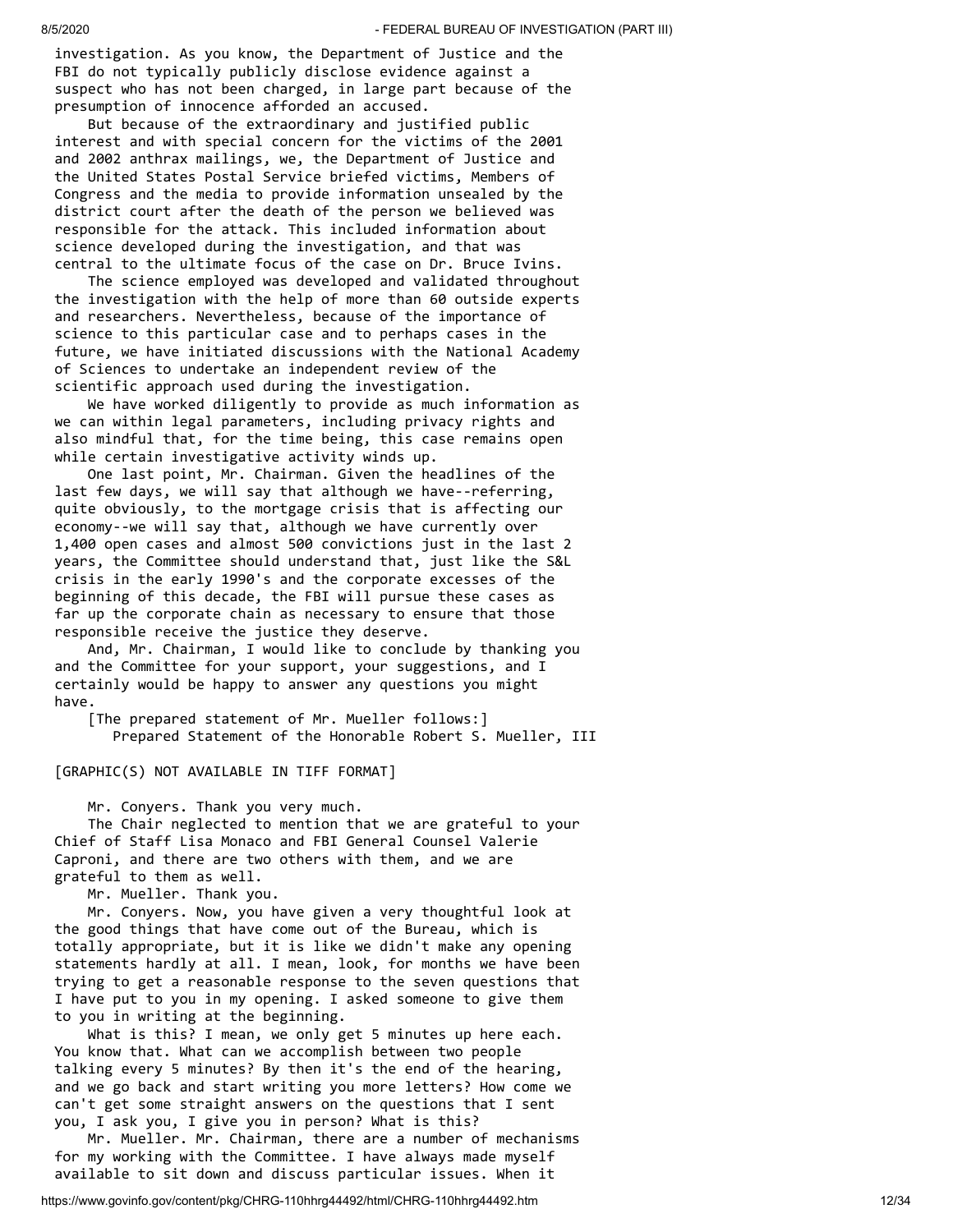investigation. As you know, the Department of Justice and the FBI do not typically publicly disclose evidence against a suspect who has not been charged, in large part because of the presumption of innocence afforded an accused.

But because of the extraordinary and justified public interest and with special concern for the victims of the 2001 and 2002 anthrax mailings, we, the Department of Justice and the United States Postal Service briefed victims, Members of Congress and the media to provide information unsealed by the district court after the death of the person we believed was responsible for the attack. This included information about science developed during the investigation, and that was central to the ultimate focus of the case on Dr. Bruce Ivins.

The science employed was developed and validated throughout the investigation with the help of more than 60 outside experts and researchers. Nevertheless, because of the importance of science to this particular case and to perhaps cases in the future, we have initiated discussions with the National Academy of Sciences to undertake an independent review of the scientific approach used during the investigation.

We have worked diligently to provide as much information as we can within legal parameters, including privacy rights and also mindful that, for the time being, this case remains open while certain investigative activity winds up.

One last point, Mr. Chairman. Given the headlines of the last few days, we will say that although we have--referring, quite obviously, to the mortgage crisis that is affecting our economy--we will say that, although we have currently over 1,400 open cases and almost 500 convictions just in the last 2 years, the Committee should understand that, just like the S&L crisis in the early 1990's and the corporate excesses of the beginning of this decade, the FBI will pursue these cases as far up the corporate chain as necessary to ensure that those responsible receive the justice they deserve.

And, Mr. Chairman, I would like to conclude by thanking you and the Committee for your support, your suggestions, and I certainly would be happy to answer any questions you might have.

[The prepared statement of Mr. Mueller follows:]

Prepared Statement of the Honorable Robert S. Mueller, III

[GRAPHIC(S) NOT AVAILABLE IN TIFF FORMAT]

Mr. Conyers. Thank you very much.

The Chair neglected to mention that we are grateful to your Chief of Staff Lisa Monaco and FBI General Counsel Valerie Caproni, and there are two others with them, and we are grateful to them as well.

Mr. Mueller. Thank you.

Mr. Conyers. Now, you have given a very thoughtful look at the good things that have come out of the Bureau, which is totally appropriate, but it is like we didn't make any opening statements hardly at all. I mean, look, for months we have been trying to get a reasonable response to the seven questions that I have put to you in my opening. I asked someone to give them to you in writing at the beginning.

What is this? I mean, we only get 5 minutes up here each. You know that. What can we accomplish between two people talking every 5 minutes? By then it's the end of the hearing, and we go back and start writing you more letters? How come we can't get some straight answers on the questions that I sent you, I ask you, I give you in person? What is this?

Mr. Mueller. Mr. Chairman, there are a number of mechanisms for my working with the Committee. I have always made myself available to sit down and discuss particular issues. When it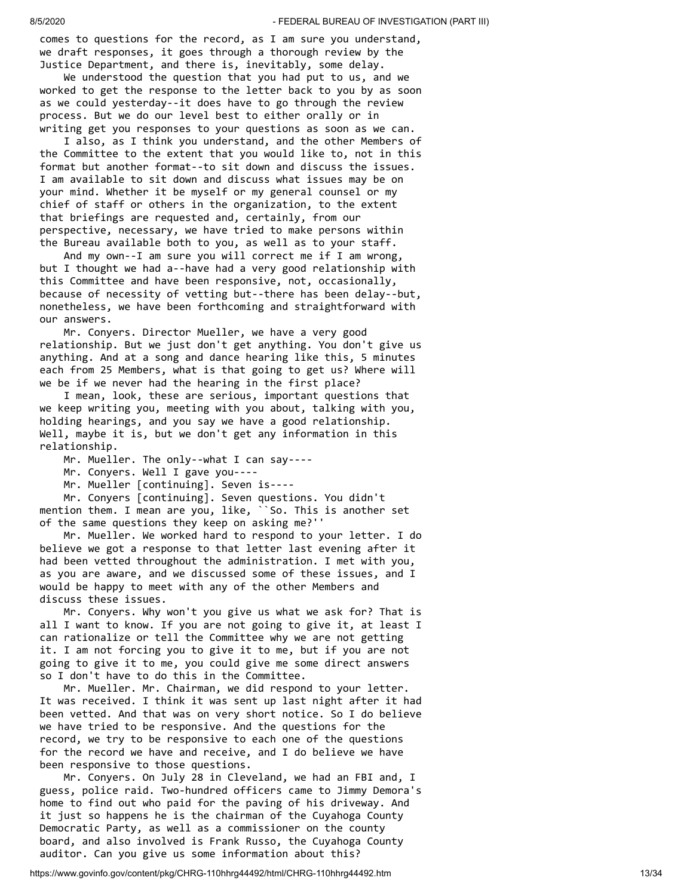comes to questions for the record, as I am sure you understand, we draft responses, it goes through a thorough review by the Justice Department, and there is, inevitably, some delay.

We understood the question that you had put to us, and we worked to get the response to the letter back to you by as soon as we could yesterday--it does have to go through the review process. But we do our level best to either orally or in writing get you responses to your questions as soon as we can.

I also, as I think you understand, and the other Members of the Committee to the extent that you would like to, not in this format but another format--to sit down and discuss the issues. I am available to sit down and discuss what issues may be on your mind. Whether it be myself or my general counsel or my chief of staff or others in the organization, to the extent that briefings are requested and, certainly, from our perspective, necessary, we have tried to make persons within the Bureau available both to you, as well as to your staff.

And my own--I am sure you will correct me if I am wrong, but I thought we had a--have had a very good relationship with this Committee and have been responsive, not, occasionally, because of necessity of vetting but--there has been delay--but, nonetheless, we have been forthcoming and straightforward with our answers.

Mr. Conyers. Director Mueller, we have a very good relationship. But we just don't get anything. You don't give us anything. And at a song and dance hearing like this, 5 minutes each from 25 Members, what is that going to get us? Where will we be if we never had the hearing in the first place?

I mean, look, these are serious, important questions that we keep writing you, meeting with you about, talking with you, holding hearings, and you say we have a good relationship. Well, maybe it is, but we don't get any information in this relationship.

Mr. Mueller. The only--what I can say----

Mr. Conyers. Well I gave you----

Mr. Mueller [continuing]. Seven is----

Mr. Conyers [continuing]. Seven questions. You didn't mention them. I mean are you, like, ``So. This is another set of the same questions they keep on asking me?''

Mr. Mueller. We worked hard to respond to your letter. I do believe we got a response to that letter last evening after it had been vetted throughout the administration. I met with you, as you are aware, and we discussed some of these issues, and I would be happy to meet with any of the other Members and discuss these issues.

Mr. Conyers. Why won't you give us what we ask for? That is all I want to know. If you are not going to give it, at least I can rationalize or tell the Committee why we are not getting it. I am not forcing you to give it to me, but if you are not going to give it to me, you could give me some direct answers so I don't have to do this in the Committee.

Mr. Mueller. Mr. Chairman, we did respond to your letter. It was received. I think it was sent up last night after it had been vetted. And that was on very short notice. So I do believe we have tried to be responsive. And the questions for the record, we try to be responsive to each one of the questions for the record we have and receive, and I do believe we have been responsive to those questions.

Mr. Conyers. On July 28 in Cleveland, we had an FBI and, I guess, police raid. Two-hundred officers came to Jimmy Demora's home to find out who paid for the paving of his driveway. And it just so happens he is the chairman of the Cuyahoga County Democratic Party, as well as a commissioner on the county board, and also involved is Frank Russo, the Cuyahoga County auditor. Can you give us some information about this?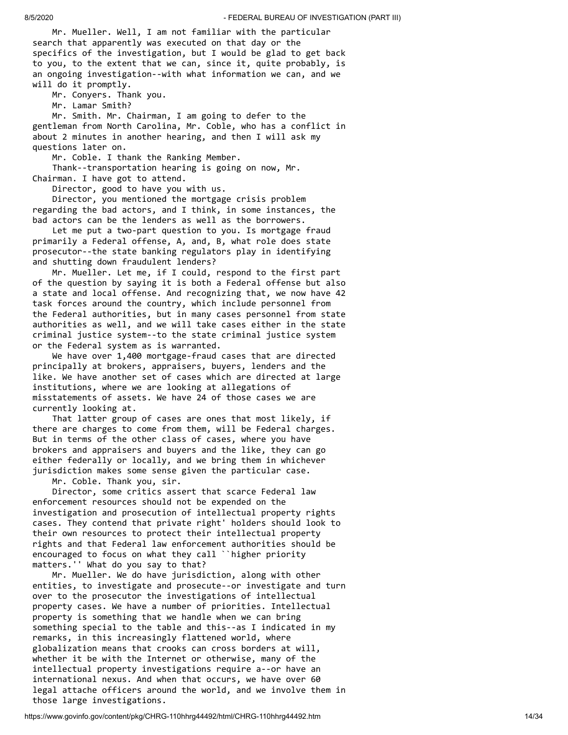Mr. Mueller. Well, I am not familiar with the particular search that apparently was executed on that day or the specifics of the investigation, but I would be glad to get back to you, to the extent that we can, since it, quite probably, is an ongoing investigation--with what information we can, and we will do it promptly.

Mr. Conyers. Thank you.

Mr. Lamar Smith?

Mr. Smith. Mr. Chairman, I am going to defer to the gentleman from North Carolina, Mr. Coble, who has a conflict in about 2 minutes in another hearing, and then I will ask my questions later on.

Mr. Coble. I thank the Ranking Member.

Thank--transportation hearing is going on now, Mr. Chairman. I have got to attend.

Director, good to have you with us.

Director, you mentioned the mortgage crisis problem regarding the bad actors, and I think, in some instances, the bad actors can be the lenders as well as the borrowers.

Let me put a two-part question to you. Is mortgage fraud primarily a Federal offense, A, and, B, what role does state prosecutor--the state banking regulators play in identifying and shutting down fraudulent lenders?

Mr. Mueller. Let me, if I could, respond to the first part of the question by saying it is both a Federal offense but also a state and local offense. And recognizing that, we now have 42 task forces around the country, which include personnel from the Federal authorities, but in many cases personnel from state authorities as well, and we will take cases either in the state criminal justice system--to the state criminal justice system or the Federal system as is warranted.

We have over 1,400 mortgage-fraud cases that are directed principally at brokers, appraisers, buyers, lenders and the like. We have another set of cases which are directed at large institutions, where we are looking at allegations of misstatements of assets. We have 24 of those cases we are currently looking at.

That latter group of cases are ones that most likely, if there are charges to come from them, will be Federal charges. But in terms of the other class of cases, where you have brokers and appraisers and buyers and the like, they can go either federally or locally, and we bring them in whichever jurisdiction makes some sense given the particular case.

Mr. Coble. Thank you, sir.

Director, some critics assert that scarce Federal law enforcement resources should not be expended on the investigation and prosecution of intellectual property rights cases. They contend that private right' holders should look to their own resources to protect their intellectual property rights and that Federal law enforcement authorities should be encouraged to focus on what they call ``higher priority matters.'' What do you say to that?

Mr. Mueller. We do have jurisdiction, along with other entities, to investigate and prosecute--or investigate and turn over to the prosecutor the investigations of intellectual property cases. We have a number of priorities. Intellectual property is something that we handle when we can bring something special to the table and this--as I indicated in my remarks, in this increasingly flattened world, where globalization means that crooks can cross borders at will, whether it be with the Internet or otherwise, many of the intellectual property investigations require a--or have an international nexus. And when that occurs, we have over 60 legal attache officers around the world, and we involve them in those large investigations.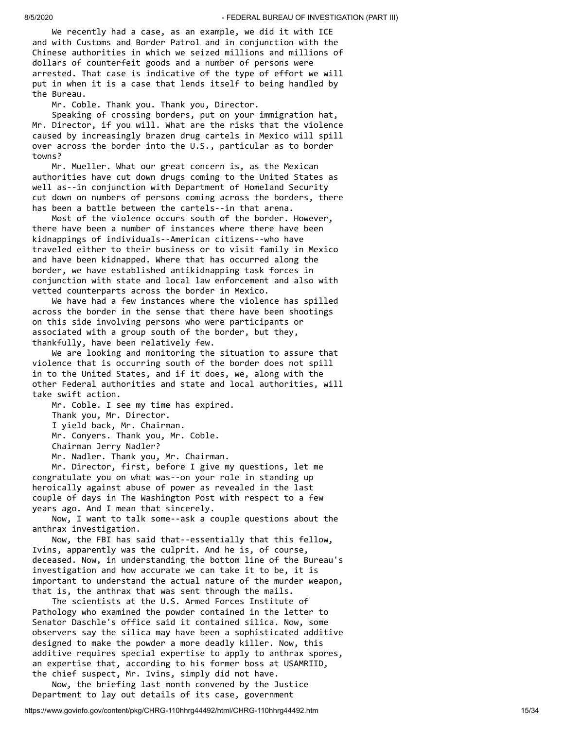We recently had a case, as an example, we did it with ICE and with Customs and Border Patrol and in conjunction with the Chinese authorities in which we seized millions and millions of dollars of counterfeit goods and a number of persons were arrested. That case is indicative of the type of effort we will put in when it is a case that lends itself to being handled by the Bureau.

Mr. Coble. Thank you. Thank you, Director.

Speaking of crossing borders, put on your immigration hat, Mr. Director, if you will. What are the risks that the violence caused by increasingly brazen drug cartels in Mexico will spill over across the border into the U.S., particular as to border towns?

Mr. Mueller. What our great concern is, as the Mexican authorities have cut down drugs coming to the United States as well as--in conjunction with Department of Homeland Security cut down on numbers of persons coming across the borders, there has been a battle between the cartels--in that arena.

Most of the violence occurs south of the border. However, there have been a number of instances where there have been kidnappings of individuals--American citizens--who have traveled either to their business or to visit family in Mexico and have been kidnapped. Where that has occurred along the border, we have established antikidnapping task forces in conjunction with state and local law enforcement and also with vetted counterparts across the border in Mexico.

We have had a few instances where the violence has spilled across the border in the sense that there have been shootings on this side involving persons who were participants or associated with a group south of the border, but they, thankfully, have been relatively few.

We are looking and monitoring the situation to assure that violence that is occurring south of the border does not spill in to the United States, and if it does, we, along with the other Federal authorities and state and local authorities, will take swift action.

Mr. Coble. I see my time has expired.

Thank you, Mr. Director.

I yield back, Mr. Chairman.

Mr. Conyers. Thank you, Mr. Coble.

Chairman Jerry Nadler?

Mr. Nadler. Thank you, Mr. Chairman.

Mr. Director, first, before I give my questions, let me congratulate you on what was--on your role in standing up heroically against abuse of power as revealed in the last couple of days in The Washington Post with respect to a few years ago. And I mean that sincerely.

Now, I want to talk some--ask a couple questions about the anthrax investigation.

Now, the FBI has said that--essentially that this fellow, Ivins, apparently was the culprit. And he is, of course, deceased. Now, in understanding the bottom line of the Bureau's investigation and how accurate we can take it to be, it is important to understand the actual nature of the murder weapon, that is, the anthrax that was sent through the mails.

The scientists at the U.S. Armed Forces Institute of Pathology who examined the powder contained in the letter to Senator Daschle's office said it contained silica. Now, some observers say the silica may have been a sophisticated additive designed to make the powder a more deadly killer. Now, this additive requires special expertise to apply to anthrax spores, an expertise that, according to his former boss at USAMRIID, the chief suspect, Mr. Ivins, simply did not have.

Now, the briefing last month convened by the Justice Department to lay out details of its case, government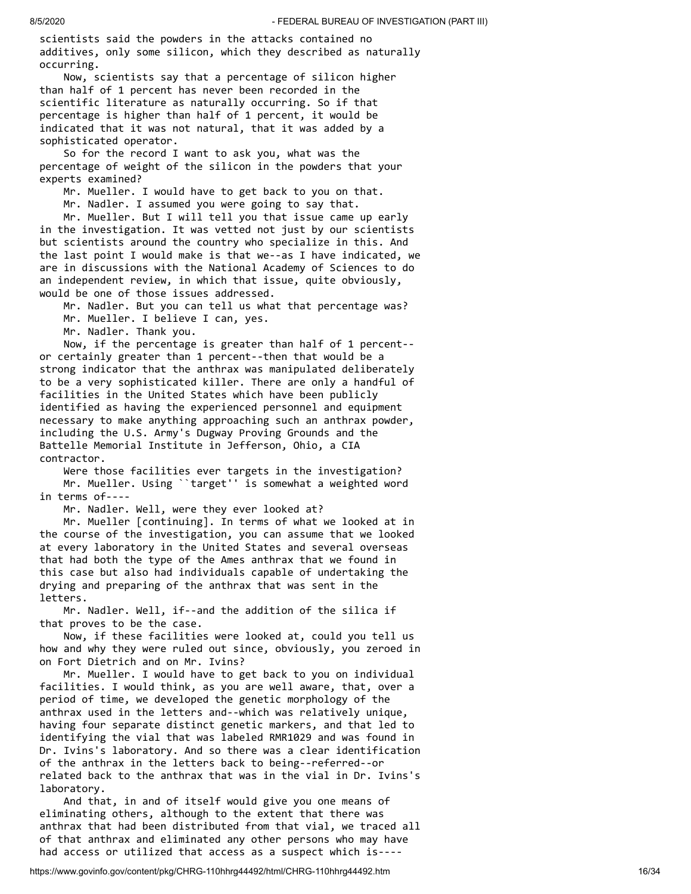scientists said the powders in the attacks contained no additives, only some silicon, which they described as naturally occurring.

Now, scientists say that a percentage of silicon higher than half of 1 percent has never been recorded in the scientific literature as naturally occurring. So if that percentage is higher than half of 1 percent, it would be indicated that it was not natural, that it was added by a sophisticated operator.

So for the record I want to ask you, what was the percentage of weight of the silicon in the powders that your experts examined?

Mr. Mueller. I would have to get back to you on that.

Mr. Nadler. I assumed you were going to say that.

Mr. Mueller. But I will tell you that issue came up early in the investigation. It was vetted not just by our scientists but scientists around the country who specialize in this. And the last point I would make is that we--as I have indicated, we are in discussions with the National Academy of Sciences to do an independent review, in which that issue, quite obviously, would be one of those issues addressed.

Mr. Nadler. But you can tell us what that percentage was?

Mr. Mueller. I believe I can, yes.

Mr. Nadler. Thank you.

Now, if the percentage is greater than half of 1 percent--or certainly greater than 1 percent--then that would be a strong indicator that the anthrax was manipulated deliberately to be a very sophisticated killer. There are only a handful of facilities in the United States which have been publicly identified as having the experienced personnel and equipment necessary to make anything approaching such an anthrax powder, including the U.S. Army's Dugway Proving Grounds and the Battelle Memorial Institute in Jefferson, Ohio, a CIA contractor.

Were those facilities ever targets in the investigation?

Mr. Mueller. Using ``target'' is somewhat a weighted word in terms of----

Mr. Nadler. Well, were they ever looked at?

Mr. Mueller [continuing]. In terms of what we looked at in the course of the investigation, you can assume that we looked at every laboratory in the United States and several overseas that had both the type of the Ames anthrax that we found in this case but also had individuals capable of undertaking the drying and preparing of the anthrax that was sent in the letters.

Mr. Nadler. Well, if--and the addition of the silica if that proves to be the case.

Now, if these facilities were looked at, could you tell us how and why they were ruled out since, obviously, you zeroed in on Fort Dietrich and on Mr. Ivins?

Mr. Mueller. I would have to get back to you on individual facilities. I would think, as you are well aware, that, over a period of time, we developed the genetic morphology of the anthrax used in the letters and--which was relatively unique, having four separate distinct genetic markers, and that led to identifying the vial that was labeled RMR1029 and was found in Dr. Ivins's laboratory. And so there was a clear identification of the anthrax in the letters back to being--referred--or related back to the anthrax that was in the vial in Dr. Ivins's laboratory.

And that, in and of itself would give you one means of eliminating others, although to the extent that there was anthrax that had been distributed from that vial, we traced all of that anthrax and eliminated any other persons who may have had access or utilized that access as a suspect which is----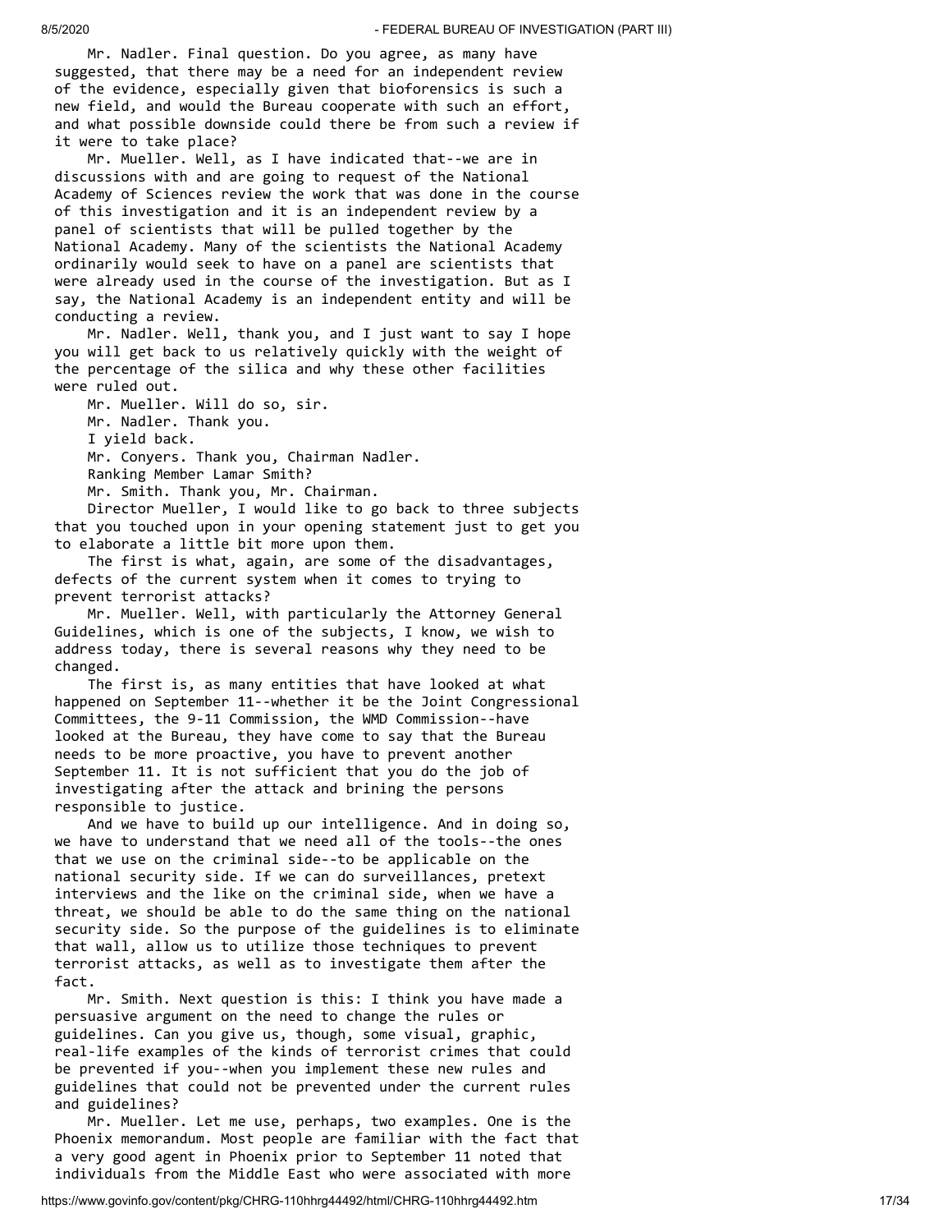Mr. Nadler. Final question. Do you agree, as many have suggested, that there may be a need for an independent review of the evidence, especially given that bioforensics is such a new field, and would the Bureau cooperate with such an effort, and what possible downside could there be from such a review if it were to take place?

Mr. Mueller. Well, as I have indicated that--we are in discussions with and are going to request of the National Academy of Sciences review the work that was done in the course of this investigation and it is an independent review by a panel of scientists that will be pulled together by the National Academy. Many of the scientists the National Academy ordinarily would seek to have on a panel are scientists that were already used in the course of the investigation. But as I say, the National Academy is an independent entity and will be conducting a review.

Mr. Nadler. Well, thank you, and I just want to say I hope you will get back to us relatively quickly with the weight of the percentage of the silica and why these other facilities were ruled out.

Mr. Mueller. Will do so, sir.

Mr. Nadler. Thank you.

I yield back.

Mr. Conyers. Thank you, Chairman Nadler.

Ranking Member Lamar Smith?

Mr. Smith. Thank you, Mr. Chairman.

Director Mueller, I would like to go back to three subjects that you touched upon in your opening statement just to get you to elaborate a little bit more upon them.

The first is what, again, are some of the disadvantages, defects of the current system when it comes to trying to prevent terrorist attacks?

Mr. Mueller. Well, with particularly the Attorney General Guidelines, which is one of the subjects, I know, we wish to address today, there is several reasons why they need to be changed.

The first is, as many entities that have looked at what happened on September 11--whether it be the Joint Congressional Committees, the 9-11 Commission, the WMD Commission--have looked at the Bureau, they have come to say that the Bureau needs to be more proactive, you have to prevent another September 11. It is not sufficient that you do the job of investigating after the attack and brining the persons responsible to justice.

And we have to build up our intelligence. And in doing so, we have to understand that we need all of the tools--the ones that we use on the criminal side--to be applicable on the national security side. If we can do surveillances, pretext interviews and the like on the criminal side, when we have a threat, we should be able to do the same thing on the national security side. So the purpose of the guidelines is to eliminate that wall, allow us to utilize those techniques to prevent terrorist attacks, as well as to investigate them after the fact.

Mr. Smith. Next question is this: I think you have made a persuasive argument on the need to change the rules or guidelines. Can you give us, though, some visual, graphic, real-life examples of the kinds of terrorist crimes that could be prevented if you--when you implement these new rules and guidelines that could not be prevented under the current rules and guidelines?

Mr. Mueller. Let me use, perhaps, two examples. One is the Phoenix memorandum. Most people are familiar with the fact that a very good agent in Phoenix prior to September 11 noted that individuals from the Middle East who were associated with more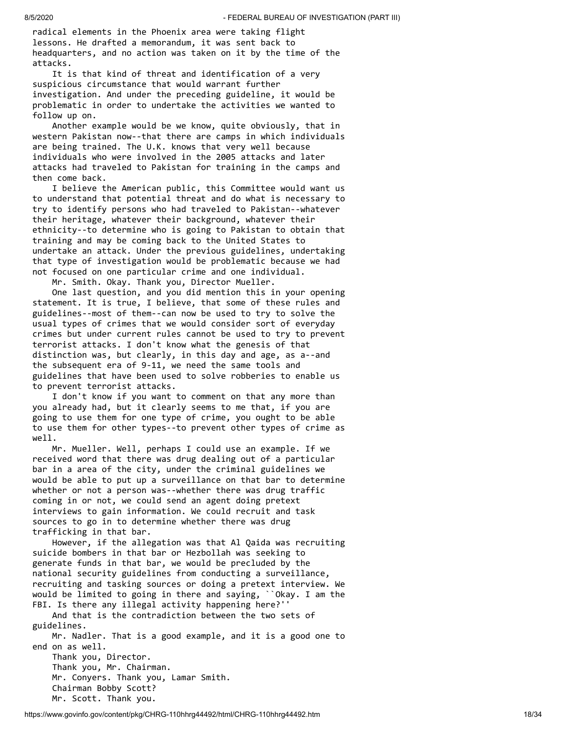radical elements in the Phoenix area were taking flight lessons. He drafted a memorandum, it was sent back to headquarters, and no action was taken on it by the time of the attacks.

It is that kind of threat and identification of a very suspicious circumstance that would warrant further investigation. And under the preceding guideline, it would be problematic in order to undertake the activities we wanted to follow up on.

Another example would be we know, quite obviously, that in western Pakistan now--that there are camps in which individuals are being trained. The U.K. knows that very well because individuals who were involved in the 2005 attacks and later attacks had traveled to Pakistan for training in the camps and then come back.

I believe the American public, this Committee would want us to understand that potential threat and do what is necessary to try to identify persons who had traveled to Pakistan--whatever their heritage, whatever their background, whatever their ethnicity--to determine who is going to Pakistan to obtain that training and may be coming back to the United States to undertake an attack. Under the previous guidelines, undertaking that type of investigation would be problematic because we had not focused on one particular crime and one individual.

Mr. Smith. Okay. Thank you, Director Mueller.

One last question, and you did mention this in your opening statement. It is true, I believe, that some of these rules and guidelines--most of them--can now be used to try to solve the usual types of crimes that we would consider sort of everyday crimes but under current rules cannot be used to try to prevent terrorist attacks. I don't know what the genesis of that distinction was, but clearly, in this day and age, as a--and the subsequent era of 9-11, we need the same tools and guidelines that have been used to solve robberies to enable us to prevent terrorist attacks.

I don't know if you want to comment on that any more than you already had, but it clearly seems to me that, if you are going to use them for one type of crime, you ought to be able to use them for other types--to prevent other types of crime as well.

Mr. Mueller. Well, perhaps I could use an example. If we received word that there was drug dealing out of a particular bar in a area of the city, under the criminal guidelines we would be able to put up a surveillance on that bar to determine whether or not a person was--whether there was drug traffic coming in or not, we could send an agent doing pretext interviews to gain information. We could recruit and task sources to go in to determine whether there was drug trafficking in that bar.

However, if the allegation was that Al Qaida was recruiting suicide bombers in that bar or Hezbollah was seeking to generate funds in that bar, we would be precluded by the national security guidelines from conducting a surveillance, recruiting and tasking sources or doing a pretext interview. We would be limited to going in there and saying, ``Okay. I am the FBI. Is there any illegal activity happening here?''

And that is the contradiction between the two sets of guidelines.

Mr. Nadler. That is a good example, and it is a good one to end on as well.

Thank you, Director.

Thank you, Mr. Chairman.

Mr. Conyers. Thank you, Lamar Smith.

Chairman Bobby Scott?

Mr. Scott. Thank you.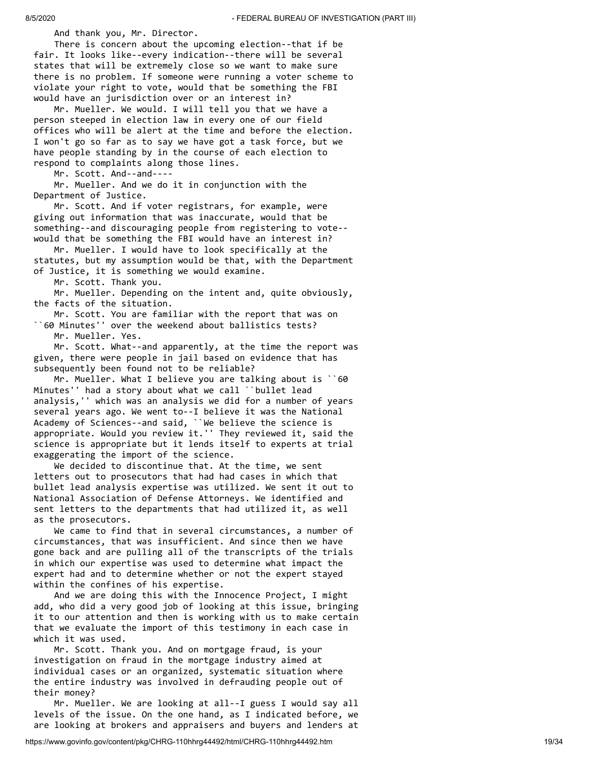And thank you, Mr. Director.

There is concern about the upcoming election--that if be fair. It looks like--every indication--there will be several states that will be extremely close so we want to make sure there is no problem. If someone were running a voter scheme to violate your right to vote, would that be something the FBI would have an jurisdiction over or an interest in?

Mr. Mueller. We would. I will tell you that we have a person steeped in election law in every one of our field offices who will be alert at the time and before the election. I won't go so far as to say we have got a task force, but we have people standing by in the course of each election to respond to complaints along those lines.

Mr. Scott. And--and----

Mr. Mueller. And we do it in conjunction with the Department of Justice.

Mr. Scott. And if voter registrars, for example, were giving out information that was inaccurate, would that be something--and discouraging people from registering to vote--would that be something the FBI would have an interest in?

Mr. Mueller. I would have to look specifically at the statutes, but my assumption would be that, with the Department of Justice, it is something we would examine.

Mr. Scott. Thank you.

Mr. Mueller. Depending on the intent and, quite obviously, the facts of the situation.

Mr. Scott. You are familiar with the report that was on ``60 Minutes'' over the weekend about ballistics tests?

Mr. Mueller. Yes.

Mr. Scott. What--and apparently, at the time the report was given, there were people in jail based on evidence that has subsequently been found not to be reliable?

Mr. Mueller. What I believe you are talking about is ``60 Minutes'' had a story about what we call ``bullet lead analysis,'' which was an analysis we did for a number of years several years ago. We went to--I believe it was the National Academy of Sciences--and said, ``We believe the science is appropriate. Would you review it.'' They reviewed it, said the science is appropriate but it lends itself to experts at trial exaggerating the import of the science.

We decided to discontinue that. At the time, we sent letters out to prosecutors that had had cases in which that bullet lead analysis expertise was utilized. We sent it out to National Association of Defense Attorneys. We identified and sent letters to the departments that had utilized it, as well as the prosecutors.

We came to find that in several circumstances, a number of circumstances, that was insufficient. And since then we have gone back and are pulling all of the transcripts of the trials in which our expertise was used to determine what impact the expert had and to determine whether or not the expert stayed within the confines of his expertise.

And we are doing this with the Innocence Project, I might add, who did a very good job of looking at this issue, bringing it to our attention and then is working with us to make certain that we evaluate the import of this testimony in each case in which it was used.

Mr. Scott. Thank you. And on mortgage fraud, is your investigation on fraud in the mortgage industry aimed at individual cases or an organized, systematic situation where the entire industry was involved in defrauding people out of their money?

Mr. Mueller. We are looking at all--I guess I would say all levels of the issue. On the one hand, as I indicated before, we are looking at brokers and appraisers and buyers and lenders at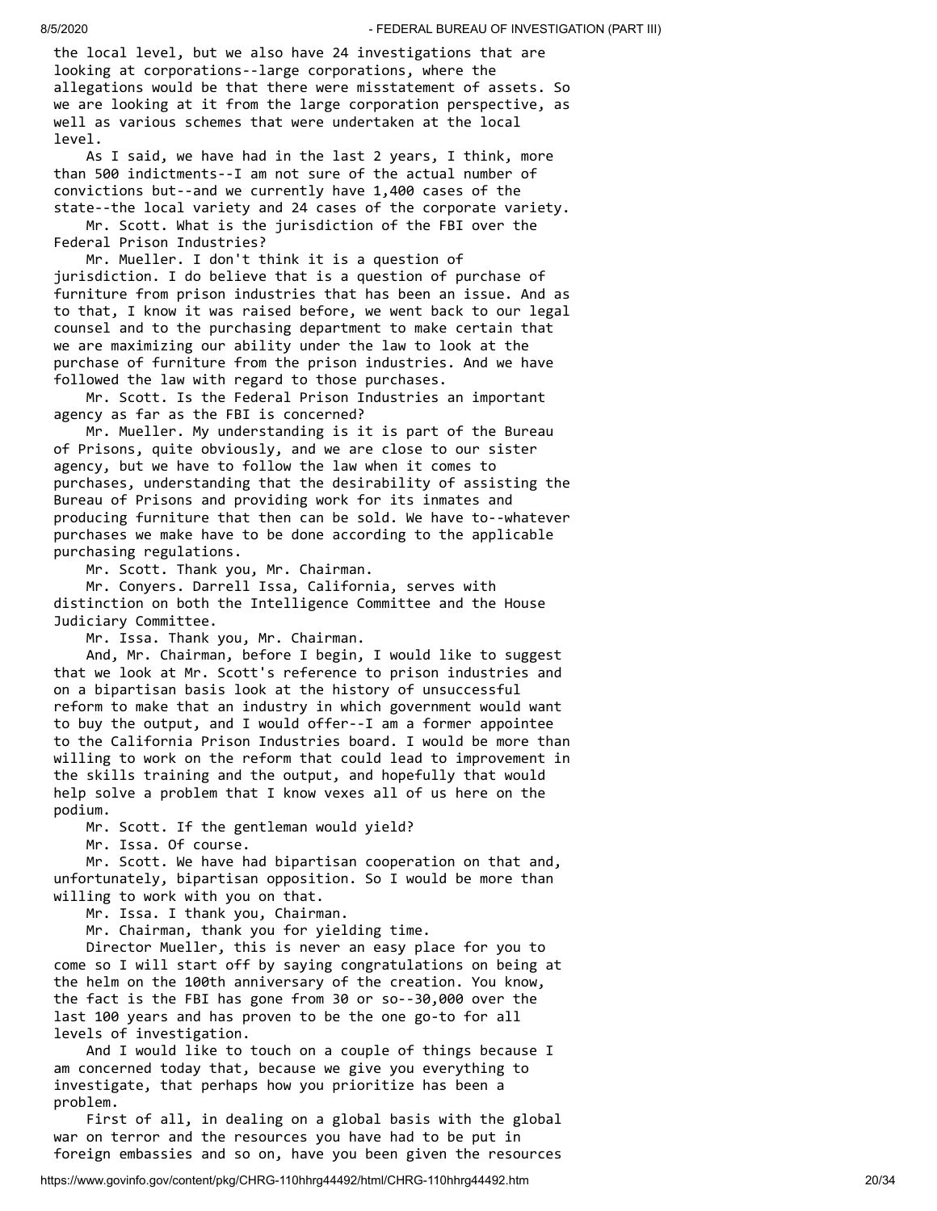the local level, but we also have 24 investigations that are looking at corporations--large corporations, where the allegations would be that there were misstatement of assets. So we are looking at it from the large corporation perspective, as well as various schemes that were undertaken at the local level.

As I said, we have had in the last 2 years, I think, more than 500 indictments--I am not sure of the actual number of convictions but--and we currently have 1,400 cases of the state--the local variety and 24 cases of the corporate variety.

Mr. Scott. What is the jurisdiction of the FBI over the Federal Prison Industries?

Mr. Mueller. I don't think it is a question of jurisdiction. I do believe that is a question of purchase of furniture from prison industries that has been an issue. And as to that, I know it was raised before, we went back to our legal counsel and to the purchasing department to make certain that we are maximizing our ability under the law to look at the purchase of furniture from the prison industries. And we have followed the law with regard to those purchases.

Mr. Scott. Is the Federal Prison Industries an important agency as far as the FBI is concerned?

Mr. Mueller. My understanding is it is part of the Bureau of Prisons, quite obviously, and we are close to our sister agency, but we have to follow the law when it comes to purchases, understanding that the desirability of assisting the Bureau of Prisons and providing work for its inmates and producing furniture that then can be sold. We have to--whatever purchases we make have to be done according to the applicable purchasing regulations.

Mr. Scott. Thank you, Mr. Chairman.

Mr. Conyers. Darrell Issa, California, serves with distinction on both the Intelligence Committee and the House Judiciary Committee.

Mr. Issa. Thank you, Mr. Chairman.

And, Mr. Chairman, before I begin, I would like to suggest that we look at Mr. Scott's reference to prison industries and on a bipartisan basis look at the history of unsuccessful reform to make that an industry in which government would want to buy the output, and I would offer--I am a former appointee to the California Prison Industries board. I would be more than willing to work on the reform that could lead to improvement in the skills training and the output, and hopefully that would help solve a problem that I know vexes all of us here on the podium.

Mr. Scott. If the gentleman would yield?

Mr. Issa. Of course.

Mr. Scott. We have had bipartisan cooperation on that and, unfortunately, bipartisan opposition. So I would be more than willing to work with you on that.

Mr. Issa. I thank you, Chairman.

Mr. Chairman, thank you for yielding time.

Director Mueller, this is never an easy place for you to come so I will start off by saying congratulations on being at the helm on the 100th anniversary of the creation. You know, the fact is the FBI has gone from 30 or so--30,000 over the last 100 years and has proven to be the one go-to for all levels of investigation.

And I would like to touch on a couple of things because I am concerned today that, because we give you everything to investigate, that perhaps how you prioritize has been a problem.

First of all, in dealing on a global basis with the global war on terror and the resources you have had to be put in foreign embassies and so on, have you been given the resources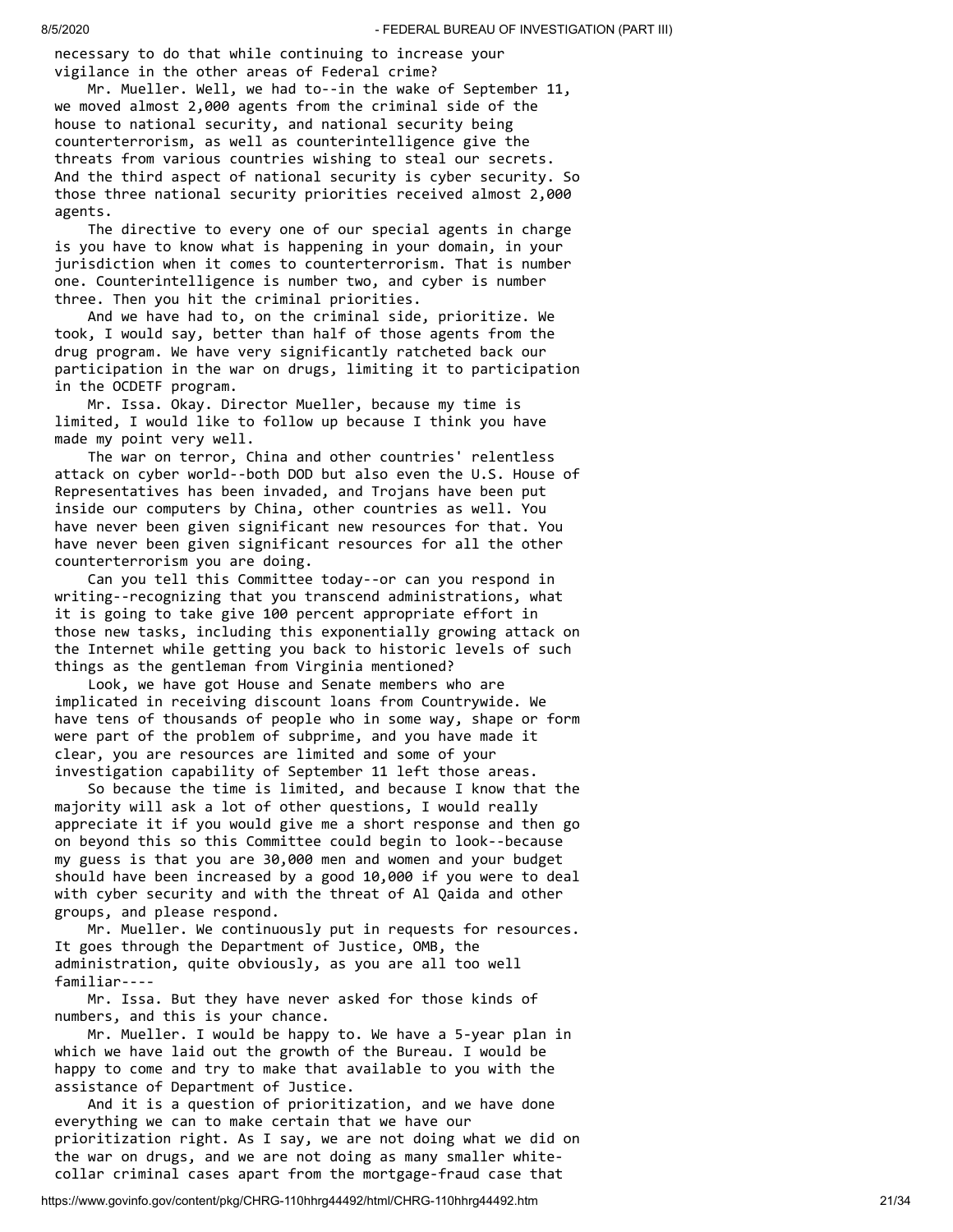necessary to do that while continuing to increase your vigilance in the other areas of Federal crime?

Mr. Mueller. Well, we had to--in the wake of September 11, we moved almost 2,000 agents from the criminal side of the house to national security, and national security being counterterrorism, as well as counterintelligence give the threats from various countries wishing to steal our secrets. And the third aspect of national security is cyber security. So those three national security priorities received almost 2,000 agents.

The directive to every one of our special agents in charge is you have to know what is happening in your domain, in your jurisdiction when it comes to counterterrorism. That is number one. Counterintelligence is number two, and cyber is number three. Then you hit the criminal priorities.

And we have had to, on the criminal side, prioritize. We took, I would say, better than half of those agents from the drug program. We have very significantly ratcheted back our participation in the war on drugs, limiting it to participation in the OCDETF program.

Mr. Issa. Okay. Director Mueller, because my time is limited, I would like to follow up because I think you have made my point very well.

The war on terror, China and other countries' relentless attack on cyber world--both DOD but also even the U.S. House of Representatives has been invaded, and Trojans have been put inside our computers by China, other countries as well. You have never been given significant new resources for that. You have never been given significant resources for all the other counterterrorism you are doing.

Can you tell this Committee today--or can you respond in writing--recognizing that you transcend administrations, what it is going to take give 100 percent appropriate effort in those new tasks, including this exponentially growing attack on the Internet while getting you back to historic levels of such things as the gentleman from Virginia mentioned?

Look, we have got House and Senate members who are implicated in receiving discount loans from Countrywide. We have tens of thousands of people who in some way, shape or form were part of the problem of subprime, and you have made it clear, you are resources are limited and some of your investigation capability of September 11 left those areas.

So because the time is limited, and because I know that the majority will ask a lot of other questions, I would really appreciate it if you would give me a short response and then go on beyond this so this Committee could begin to look--because my guess is that you are 30,000 men and women and your budget should have been increased by a good 10,000 if you were to deal with cyber security and with the threat of Al Qaida and other groups, and please respond.

Mr. Mueller. We continuously put in requests for resources. It goes through the Department of Justice, OMB, the administration, quite obviously, as you are all too well familiar----

Mr. Issa. But they have never asked for those kinds of numbers, and this is your chance.

Mr. Mueller. I would be happy to. We have a 5-year plan in which we have laid out the growth of the Bureau. I would be happy to come and try to make that available to you with the assistance of Department of Justice.

And it is a question of prioritization, and we have done everything we can to make certain that we have our prioritization right. As I say, we are not doing what we did on the war on drugs, and we are not doing as many smaller white-collar criminal cases apart from the mortgage-fraud case that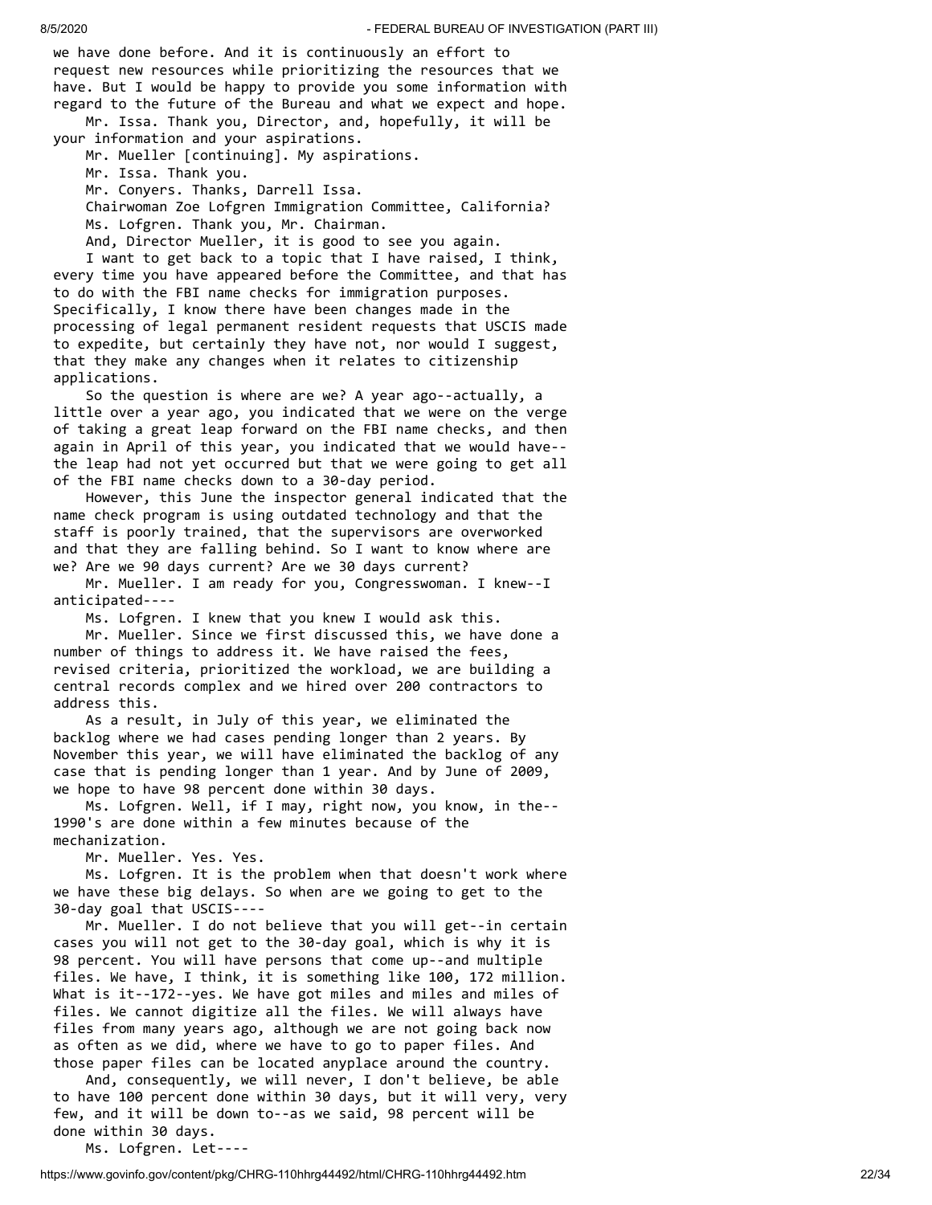we have done before. And it is continuously an effort to request new resources while prioritizing the resources that we have. But I would be happy to provide you some information with regard to the future of the Bureau and what we expect and hope.

Mr. Issa. Thank you, Director, and, hopefully, it will be your information and your aspirations.

Mr. Mueller [continuing]. My aspirations.

Mr. Issa. Thank you.

Mr. Conyers. Thanks, Darrell Issa.

Chairwoman Zoe Lofgren Immigration Committee, California?

Ms. Lofgren. Thank you, Mr. Chairman.

And, Director Mueller, it is good to see you again.

I want to get back to a topic that I have raised, I think, every time you have appeared before the Committee, and that has to do with the FBI name checks for immigration purposes. Specifically, I know there have been changes made in the processing of legal permanent resident requests that USCIS made to expedite, but certainly they have not, nor would I suggest, that they make any changes when it relates to citizenship applications.

So the question is where are we? A year ago--actually, a little over a year ago, you indicated that we were on the verge of taking a great leap forward on the FBI name checks, and then again in April of this year, you indicated that we would have--the leap had not yet occurred but that we were going to get all of the FBI name checks down to a 30-day period.

However, this June the inspector general indicated that the name check program is using outdated technology and that the staff is poorly trained, that the supervisors are overworked and that they are falling behind. So I want to know where are we? Are we 90 days current? Are we 30 days current?

Mr. Mueller. I am ready for you, Congresswoman. I knew--I anticipated----

Ms. Lofgren. I knew that you knew I would ask this.

Mr. Mueller. Since we first discussed this, we have done a number of things to address it. We have raised the fees, revised criteria, prioritized the workload, we are building a central records complex and we hired over 200 contractors to address this.

As a result, in July of this year, we eliminated the backlog where we had cases pending longer than 2 years. By November this year, we will have eliminated the backlog of any case that is pending longer than 1 year. And by June of 2009, we hope to have 98 percent done within 30 days.

Ms. Lofgren. Well, if I may, right now, you know, in the--1990's are done within a few minutes because of the mechanization.

Mr. Mueller. Yes. Yes.

Ms. Lofgren. It is the problem when that doesn't work where we have these big delays. So when are we going to get to the 30-day goal that USCIS----

Mr. Mueller. I do not believe that you will get--in certain cases you will not get to the 30-day goal, which is why it is 98 percent. You will have persons that come up--and multiple files. We have, I think, it is something like 100, 172 million. What is it--172--yes. We have got miles and miles and miles of files. We cannot digitize all the files. We will always have files from many years ago, although we are not going back now as often as we did, where we have to go to paper files. And those paper files can be located anyplace around the country.

And, consequently, we will never, I don't believe, be able to have 100 percent done within 30 days, but it will very, very few, and it will be down to--as we said, 98 percent will be done within 30 days.

Ms. Lofgren. Let----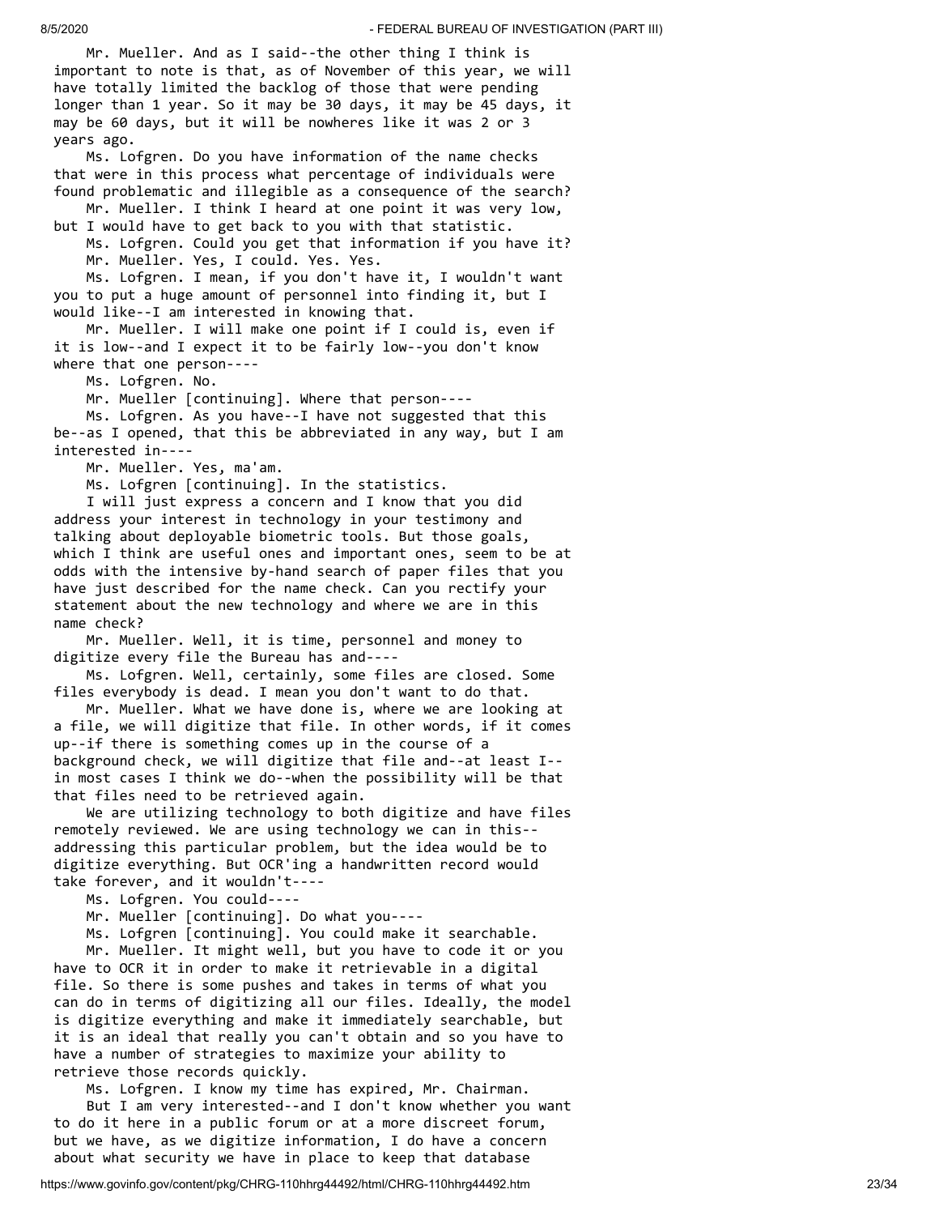Mr. Mueller. And as I said--the other thing I think is important to note is that, as of November of this year, we will have totally limited the backlog of those that were pending longer than 1 year. So it may be 30 days, it may be 45 days, it may be 60 days, but it will be nowheres like it was 2 or 3 years ago.

Ms. Lofgren. Do you have information of the name checks that were in this process what percentage of individuals were found problematic and illegible as a consequence of the search?

Mr. Mueller. I think I heard at one point it was very low, but I would have to get back to you with that statistic.

Ms. Lofgren. Could you get that information if you have it?

Mr. Mueller. Yes, I could. Yes. Yes.

Ms. Lofgren. I mean, if you don't have it, I wouldn't want you to put a huge amount of personnel into finding it, but I would like--I am interested in knowing that.

Mr. Mueller. I will make one point if I could is, even if it is low--and I expect it to be fairly low--you don't know where that one person----

Ms. Lofgren. No.

Mr. Mueller [continuing]. Where that person----

Ms. Lofgren. As you have--I have not suggested that this be--as I opened, that this be abbreviated in any way, but I am interested in----

Mr. Mueller. Yes, ma'am.

Ms. Lofgren [continuing]. In the statistics.

I will just express a concern and I know that you did address your interest in technology in your testimony and talking about deployable biometric tools. But those goals, which I think are useful ones and important ones, seem to be at odds with the intensive by-hand search of paper files that you have just described for the name check. Can you rectify your statement about the new technology and where we are in this name check?

Mr. Mueller. Well, it is time, personnel and money to digitize every file the Bureau has and----

Ms. Lofgren. Well, certainly, some files are closed. Some files everybody is dead. I mean you don't want to do that.

Mr. Mueller. What we have done is, where we are looking at a file, we will digitize that file. In other words, if it comes up--if there is something comes up in the course of a background check, we will digitize that file and--at least I--in most cases I think we do--when the possibility will be that that files need to be retrieved again.

We are utilizing technology to both digitize and have files remotely reviewed. We are using technology we can in this--addressing this particular problem, but the idea would be to digitize everything. But OCR'ing a handwritten record would take forever, and it wouldn't----

Ms. Lofgren. You could----

Mr. Mueller [continuing]. Do what you----

Ms. Lofgren [continuing]. You could make it searchable.

Mr. Mueller. It might well, but you have to code it or you have to OCR it in order to make it retrievable in a digital file. So there is some pushes and takes in terms of what you can do in terms of digitizing all our files. Ideally, the model is digitize everything and make it immediately searchable, but it is an ideal that really you can't obtain and so you have to have a number of strategies to maximize your ability to retrieve those records quickly.

Ms. Lofgren. I know my time has expired, Mr. Chairman.

But I am very interested--and I don't know whether you want to do it here in a public forum or at a more discreet forum, but we have, as we digitize information, I do have a concern about what security we have in place to keep that database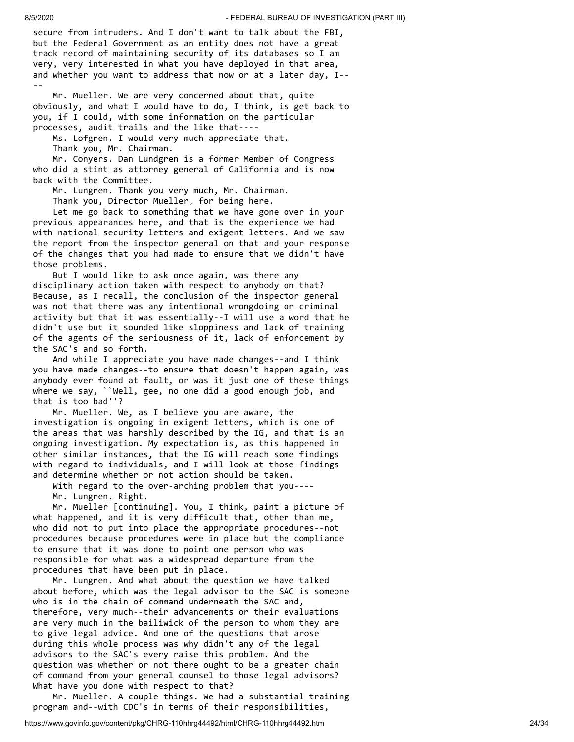secure from intruders. And I don't want to talk about the FBI, but the Federal Government as an entity does not have a great track record of maintaining security of its databases so I am very, very interested in what you have deployed in that area, and whether you want to address that now or at a later day, I----

Mr. Mueller. We are very concerned about that, quite obviously, and what I would have to do, I think, is get back to you, if I could, with some information on the particular processes, audit trails and the like that----

Ms. Lofgren. I would very much appreciate that.

Thank you, Mr. Chairman.

Mr. Conyers. Dan Lundgren is a former Member of Congress who did a stint as attorney general of California and is now back with the Committee.

Mr. Lungren. Thank you very much, Mr. Chairman.

Thank you, Director Mueller, for being here.

Let me go back to something that we have gone over in your previous appearances here, and that is the experience we had with national security letters and exigent letters. And we saw the report from the inspector general on that and your response of the changes that you had made to ensure that we didn't have those problems.

But I would like to ask once again, was there any disciplinary action taken with respect to anybody on that? Because, as I recall, the conclusion of the inspector general was not that there was any intentional wrongdoing or criminal activity but that it was essentially--I will use a word that he didn't use but it sounded like sloppiness and lack of training of the agents of the seriousness of it, lack of enforcement by the SAC's and so forth.

And while I appreciate you have made changes--and I think you have made changes--to ensure that doesn't happen again, was anybody ever found at fault, or was it just one of these things where we say, ``Well, gee, no one did a good enough job, and that is too bad''?

Mr. Mueller. We, as I believe you are aware, the investigation is ongoing in exigent letters, which is one of the areas that was harshly described by the IG, and that is an ongoing investigation. My expectation is, as this happened in other similar instances, that the IG will reach some findings with regard to individuals, and I will look at those findings and determine whether or not action should be taken.

With regard to the over-arching problem that you----

Mr. Lungren. Right.

Mr. Mueller [continuing]. You, I think, paint a picture of what happened, and it is very difficult that, other than me, who did not to put into place the appropriate procedures--not procedures because procedures were in place but the compliance to ensure that it was done to point one person who was responsible for what was a widespread departure from the procedures that have been put in place.

Mr. Lungren. And what about the question we have talked about before, which was the legal advisor to the SAC is someone who is in the chain of command underneath the SAC and, therefore, very much--their advancements or their evaluations are very much in the bailiwick of the person to whom they are to give legal advice. And one of the questions that arose during this whole process was why didn't any of the legal advisors to the SAC's every raise this problem. And the question was whether or not there ought to be a greater chain of command from your general counsel to those legal advisors? What have you done with respect to that?

Mr. Mueller. A couple things. We had a substantial training program and--with CDC's in terms of their responsibilities,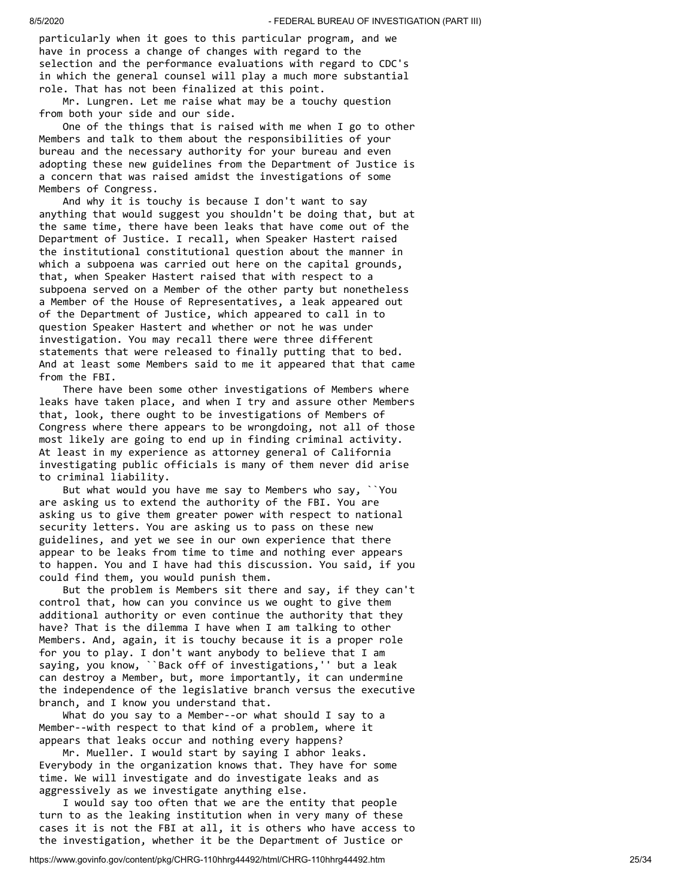particularly when it goes to this particular program, and we have in process a change of changes with regard to the selection and the performance evaluations with regard to CDC's in which the general counsel will play a much more substantial role. That has not been finalized at this point.

Mr. Lungren. Let me raise what may be a touchy question from both your side and our side.

One of the things that is raised with me when I go to other Members and talk to them about the responsibilities of your bureau and the necessary authority for your bureau and even adopting these new guidelines from the Department of Justice is a concern that was raised amidst the investigations of some Members of Congress.

And why it is touchy is because I don't want to say anything that would suggest you shouldn't be doing that, but at the same time, there have been leaks that have come out of the Department of Justice. I recall, when Speaker Hastert raised the institutional constitutional question about the manner in which a subpoena was carried out here on the capital grounds, that, when Speaker Hastert raised that with respect to a subpoena served on a Member of the other party but nonetheless a Member of the House of Representatives, a leak appeared out of the Department of Justice, which appeared to call in to question Speaker Hastert and whether or not he was under investigation. You may recall there were three different statements that were released to finally putting that to bed. And at least some Members said to me it appeared that that came from the FBI.

There have been some other investigations of Members where leaks have taken place, and when I try and assure other Members that, look, there ought to be investigations of Members of Congress where there appears to be wrongdoing, not all of those most likely are going to end up in finding criminal activity. At least in my experience as attorney general of California investigating public officials is many of them never did arise to criminal liability.

But what would you have me say to Members who say, ``You are asking us to extend the authority of the FBI. You are asking us to give them greater power with respect to national security letters. You are asking us to pass on these new guidelines, and yet we see in our own experience that there appear to be leaks from time to time and nothing ever appears to happen. You and I have had this discussion. You said, if you could find them, you would punish them.

But the problem is Members sit there and say, if they can't control that, how can you convince us we ought to give them additional authority or even continue the authority that they have? That is the dilemma I have when I am talking to other Members. And, again, it is touchy because it is a proper role for you to play. I don't want anybody to believe that I am saying, you know, ``Back off of investigations,'' but a leak can destroy a Member, but, more importantly, it can undermine the independence of the legislative branch versus the executive branch, and I know you understand that.

What do you say to a Member--or what should I say to a Member--with respect to that kind of a problem, where it appears that leaks occur and nothing every happens?

Mr. Mueller. I would start by saying I abhor leaks. Everybody in the organization knows that. They have for some time. We will investigate and do investigate leaks and as aggressively as we investigate anything else.

I would say too often that we are the entity that people turn to as the leaking institution when in very many of these cases it is not the FBI at all, it is others who have access to the investigation, whether it be the Department of Justice or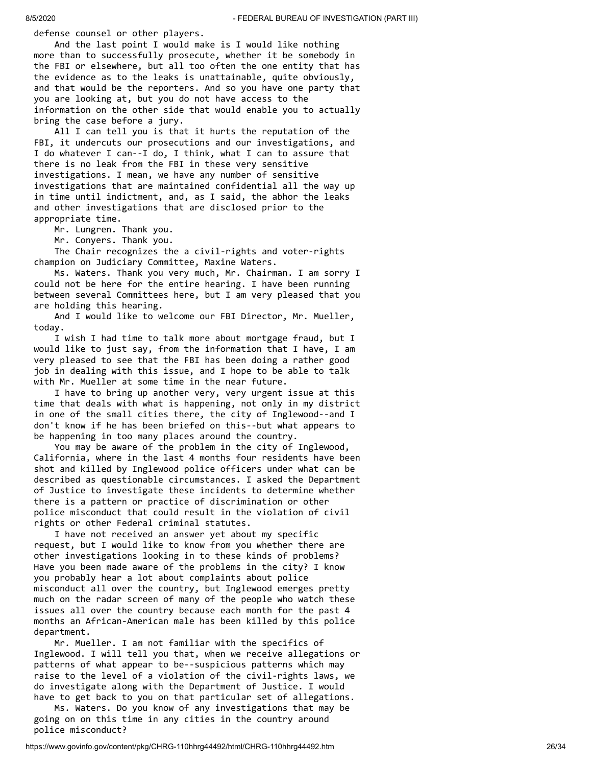defense counsel or other players.

And the last point I would make is I would like nothing more than to successfully prosecute, whether it be somebody in the FBI or elsewhere, but all too often the one entity that has the evidence as to the leaks is unattainable, quite obviously, and that would be the reporters. And so you have one party that you are looking at, but you do not have access to the information on the other side that would enable you to actually bring the case before a jury.

All I can tell you is that it hurts the reputation of the FBI, it undercuts our prosecutions and our investigations, and I do whatever I can--I do, I think, what I can to assure that there is no leak from the FBI in these very sensitive investigations. I mean, we have any number of sensitive investigations that are maintained confidential all the way up in time until indictment, and, as I said, the abhor the leaks and other investigations that are disclosed prior to the appropriate time.

Mr. Lungren. Thank you.

Mr. Conyers. Thank you.

The Chair recognizes the a civil-rights and voter-rights champion on Judiciary Committee, Maxine Waters.

Ms. Waters. Thank you very much, Mr. Chairman. I am sorry I could not be here for the entire hearing. I have been running between several Committees here, but I am very pleased that you are holding this hearing.

And I would like to welcome our FBI Director, Mr. Mueller, today.

I wish I had time to talk more about mortgage fraud, but I would like to just say, from the information that I have, I am very pleased to see that the FBI has been doing a rather good job in dealing with this issue, and I hope to be able to talk with Mr. Mueller at some time in the near future.

I have to bring up another very, very urgent issue at this time that deals with what is happening, not only in my district in one of the small cities there, the city of Inglewood--and I don't know if he has been briefed on this--but what appears to be happening in too many places around the country.

You may be aware of the problem in the city of Inglewood, California, where in the last 4 months four residents have been shot and killed by Inglewood police officers under what can be described as questionable circumstances. I asked the Department of Justice to investigate these incidents to determine whether there is a pattern or practice of discrimination or other police misconduct that could result in the violation of civil rights or other Federal criminal statutes.

I have not received an answer yet about my specific request, but I would like to know from you whether there are other investigations looking in to these kinds of problems? Have you been made aware of the problems in the city? I know you probably hear a lot about complaints about police misconduct all over the country, but Inglewood emerges pretty much on the radar screen of many of the people who watch these issues all over the country because each month for the past 4 months an African-American male has been killed by this police department.

Mr. Mueller. I am not familiar with the specifics of Inglewood. I will tell you that, when we receive allegations or patterns of what appear to be--suspicious patterns which may raise to the level of a violation of the civil-rights laws, we do investigate along with the Department of Justice. I would have to get back to you on that particular set of allegations.

Ms. Waters. Do you know of any investigations that may be going on on this time in any cities in the country around police misconduct?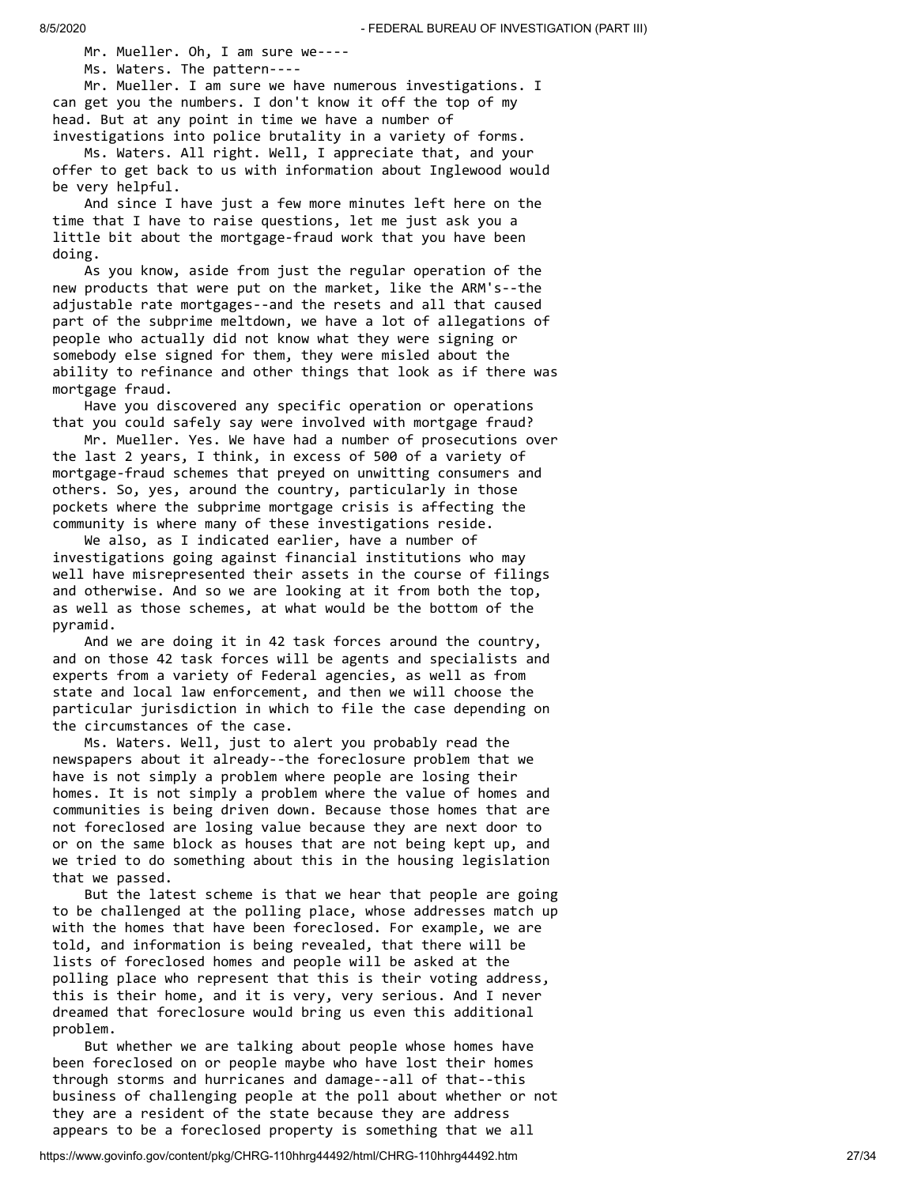Mr. Mueller. Oh, I am sure we----

Ms. Waters. The pattern----

Mr. Mueller. I am sure we have numerous investigations. I can get you the numbers. I don't know it off the top of my head. But at any point in time we have a number of investigations into police brutality in a variety of forms.

Ms. Waters. All right. Well, I appreciate that, and your offer to get back to us with information about Inglewood would be very helpful.

And since I have just a few more minutes left here on the time that I have to raise questions, let me just ask you a little bit about the mortgage-fraud work that you have been doing.

As you know, aside from just the regular operation of the new products that were put on the market, like the ARM's--the adjustable rate mortgages--and the resets and all that caused part of the subprime meltdown, we have a lot of allegations of people who actually did not know what they were signing or somebody else signed for them, they were misled about the ability to refinance and other things that look as if there was mortgage fraud.

Have you discovered any specific operation or operations that you could safely say were involved with mortgage fraud?

Mr. Mueller. Yes. We have had a number of prosecutions over the last 2 years, I think, in excess of 500 of a variety of mortgage-fraud schemes that preyed on unwitting consumers and others. So, yes, around the country, particularly in those pockets where the subprime mortgage crisis is affecting the community is where many of these investigations reside.

We also, as I indicated earlier, have a number of investigations going against financial institutions who may well have misrepresented their assets in the course of filings and otherwise. And so we are looking at it from both the top, as well as those schemes, at what would be the bottom of the pyramid.

And we are doing it in 42 task forces around the country, and on those 42 task forces will be agents and specialists and experts from a variety of Federal agencies, as well as from state and local law enforcement, and then we will choose the particular jurisdiction in which to file the case depending on the circumstances of the case.

Ms. Waters. Well, just to alert you probably read the newspapers about it already--the foreclosure problem that we have is not simply a problem where people are losing their homes. It is not simply a problem where the value of homes and communities is being driven down. Because those homes that are not foreclosed are losing value because they are next door to or on the same block as houses that are not being kept up, and we tried to do something about this in the housing legislation that we passed.

But the latest scheme is that we hear that people are going to be challenged at the polling place, whose addresses match up with the homes that have been foreclosed. For example, we are told, and information is being revealed, that there will be lists of foreclosed homes and people will be asked at the polling place who represent that this is their voting address, this is their home, and it is very, very serious. And I never dreamed that foreclosure would bring us even this additional problem.

But whether we are talking about people whose homes have been foreclosed on or people maybe who have lost their homes through storms and hurricanes and damage--all of that--this business of challenging people at the poll about whether or not they are a resident of the state because they are address appears to be a foreclosed property is something that we all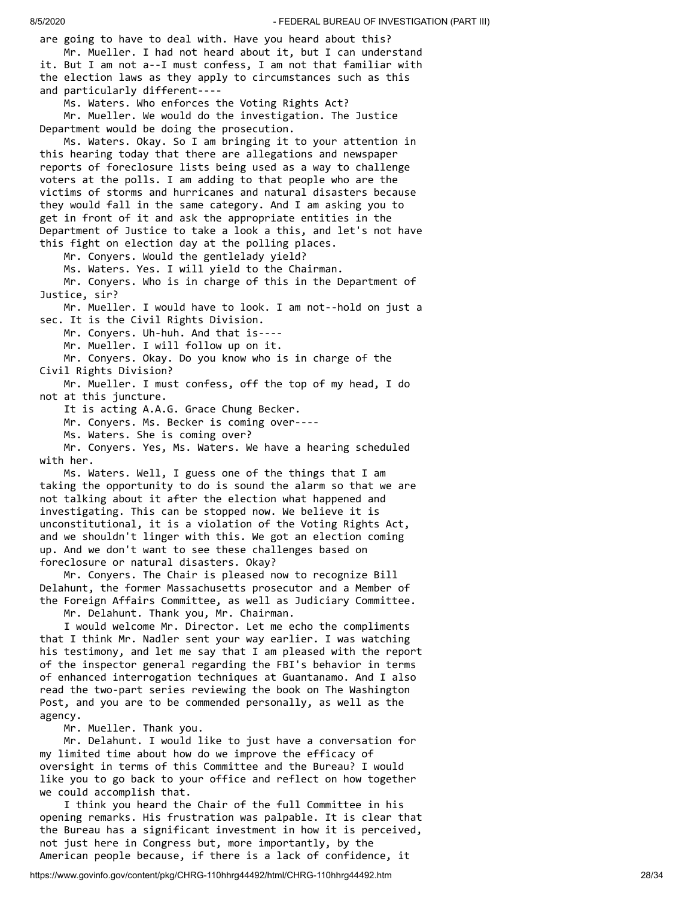are going to have to deal with. Have you heard about this?

Mr. Mueller. I had not heard about it, but I can understand it. But I am not a--I must confess, I am not that familiar with the election laws as they apply to circumstances such as this and particularly different----

Ms. Waters. Who enforces the Voting Rights Act?

Mr. Mueller. We would do the investigation. The Justice Department would be doing the prosecution.

Ms. Waters. Okay. So I am bringing it to your attention in this hearing today that there are allegations and newspaper reports of foreclosure lists being used as a way to challenge voters at the polls. I am adding to that people who are the victims of storms and hurricanes and natural disasters because they would fall in the same category. And I am asking you to get in front of it and ask the appropriate entities in the Department of Justice to take a look a this, and let's not have this fight on election day at the polling places.

Mr. Conyers. Would the gentlelady yield?

Ms. Waters. Yes. I will yield to the Chairman.

Mr. Conyers. Who is in charge of this in the Department of Justice, sir?

Mr. Mueller. I would have to look. I am not--hold on just a sec. It is the Civil Rights Division.

Mr. Conyers. Uh-huh. And that is----

Mr. Mueller. I will follow up on it.

Mr. Conyers. Okay. Do you know who is in charge of the Civil Rights Division?

Mr. Mueller. I must confess, off the top of my head, I do not at this juncture.

It is acting A.A.G. Grace Chung Becker.

Mr. Conyers. Ms. Becker is coming over----

Ms. Waters. She is coming over?

Mr. Conyers. Yes, Ms. Waters. We have a hearing scheduled with her.

Ms. Waters. Well, I guess one of the things that I am taking the opportunity to do is sound the alarm so that we are not talking about it after the election what happened and investigating. This can be stopped now. We believe it is unconstitutional, it is a violation of the Voting Rights Act, and we shouldn't linger with this. We got an election coming up. And we don't want to see these challenges based on foreclosure or natural disasters. Okay?

Mr. Conyers. The Chair is pleased now to recognize Bill Delahunt, the former Massachusetts prosecutor and a Member of the Foreign Affairs Committee, as well as Judiciary Committee.

Mr. Delahunt. Thank you, Mr. Chairman.

I would welcome Mr. Director. Let me echo the compliments that I think Mr. Nadler sent your way earlier. I was watching his testimony, and let me say that I am pleased with the report of the inspector general regarding the FBI's behavior in terms of enhanced interrogation techniques at Guantanamo. And I also read the two-part series reviewing the book on The Washington Post, and you are to be commended personally, as well as the agency.

Mr. Mueller. Thank you.

Mr. Delahunt. I would like to just have a conversation for my limited time about how do we improve the efficacy of oversight in terms of this Committee and the Bureau? I would like you to go back to your office and reflect on how together we could accomplish that.

I think you heard the Chair of the full Committee in his opening remarks. His frustration was palpable. It is clear that the Bureau has a significant investment in how it is perceived, not just here in Congress but, more importantly, by the American people because, if there is a lack of confidence, it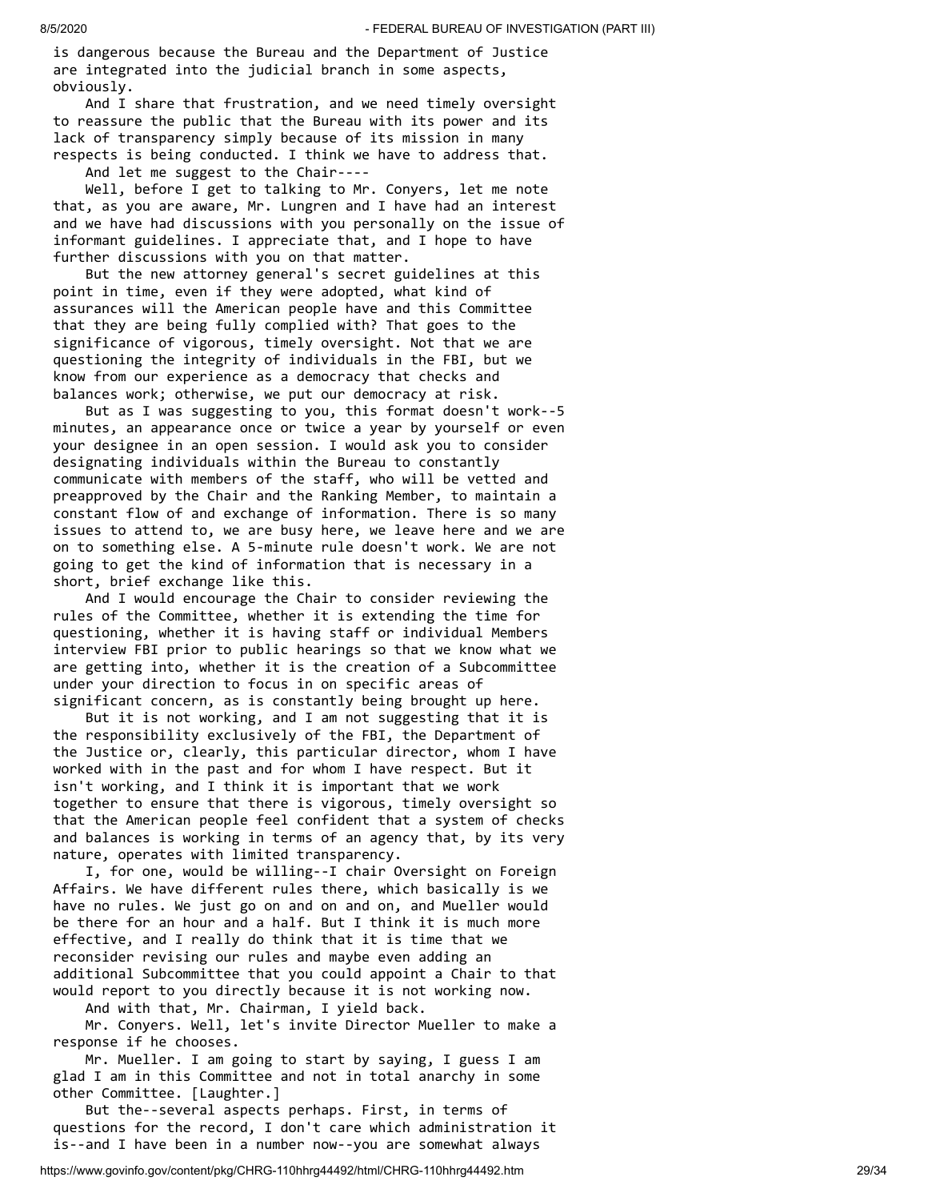is dangerous because the Bureau and the Department of Justice are integrated into the judicial branch in some aspects, obviously.

And I share that frustration, and we need timely oversight to reassure the public that the Bureau with its power and its lack of transparency simply because of its mission in many respects is being conducted. I think we have to address that.

And let me suggest to the Chair----

Well, before I get to talking to Mr. Conyers, let me note that, as you are aware, Mr. Lungren and I have had an interest and we have had discussions with you personally on the issue of informant guidelines. I appreciate that, and I hope to have further discussions with you on that matter.

But the new attorney general's secret guidelines at this point in time, even if they were adopted, what kind of assurances will the American people have and this Committee that they are being fully complied with? That goes to the significance of vigorous, timely oversight. Not that we are questioning the integrity of individuals in the FBI, but we know from our experience as a democracy that checks and balances work; otherwise, we put our democracy at risk.

But as I was suggesting to you, this format doesn't work--5 minutes, an appearance once or twice a year by yourself or even your designee in an open session. I would ask you to consider designating individuals within the Bureau to constantly communicate with members of the staff, who will be vetted and preapproved by the Chair and the Ranking Member, to maintain a constant flow of and exchange of information. There is so many issues to attend to, we are busy here, we leave here and we are on to something else. A 5-minute rule doesn't work. We are not going to get the kind of information that is necessary in a short, brief exchange like this.

And I would encourage the Chair to consider reviewing the rules of the Committee, whether it is extending the time for questioning, whether it is having staff or individual Members interview FBI prior to public hearings so that we know what we are getting into, whether it is the creation of a Subcommittee under your direction to focus in on specific areas of significant concern, as is constantly being brought up here.

But it is not working, and I am not suggesting that it is the responsibility exclusively of the FBI, the Department of the Justice or, clearly, this particular director, whom I have worked with in the past and for whom I have respect. But it isn't working, and I think it is important that we work together to ensure that there is vigorous, timely oversight so that the American people feel confident that a system of checks and balances is working in terms of an agency that, by its very nature, operates with limited transparency.

I, for one, would be willing--I chair Oversight on Foreign Affairs. We have different rules there, which basically is we have no rules. We just go on and on and on, and Mueller would be there for an hour and a half. But I think it is much more effective, and I really do think that it is time that we reconsider revising our rules and maybe even adding an additional Subcommittee that you could appoint a Chair to that would report to you directly because it is not working now.

And with that, Mr. Chairman, I yield back.

Mr. Conyers. Well, let's invite Director Mueller to make a response if he chooses.

Mr. Mueller. I am going to start by saying, I guess I am glad I am in this Committee and not in total anarchy in some other Committee. [Laughter.]

But the--several aspects perhaps. First, in terms of questions for the record, I don't care which administration it is--and I have been in a number now--you are somewhat always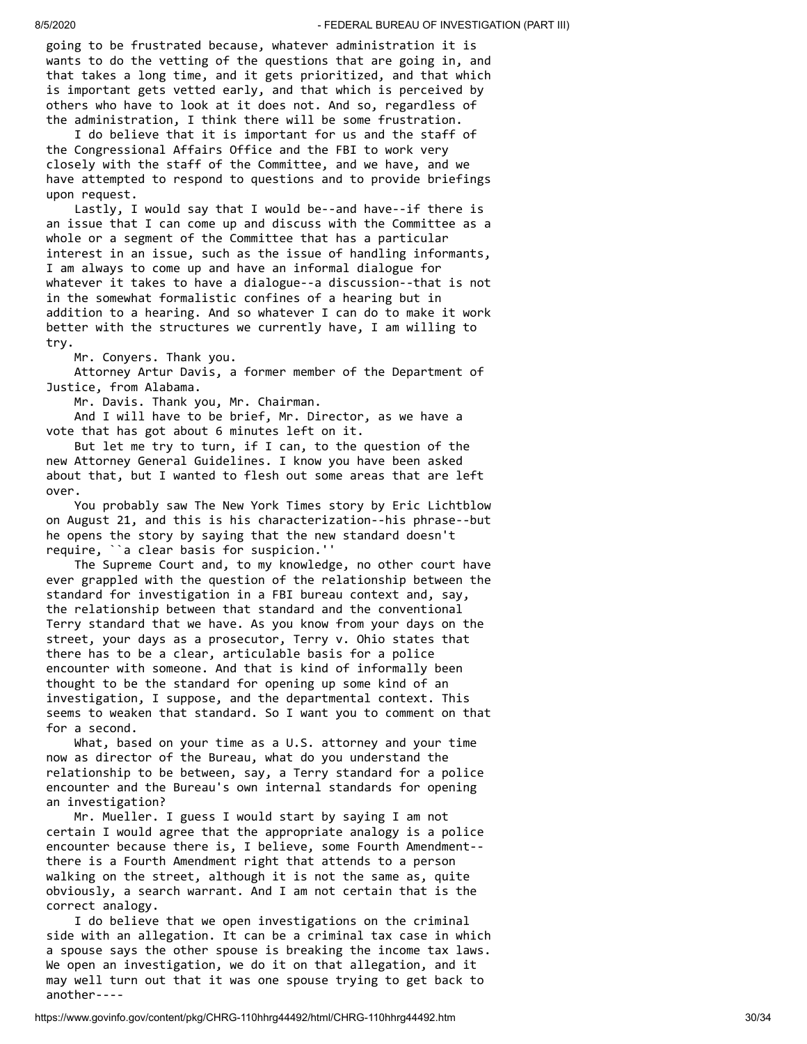going to be frustrated because, whatever administration it is wants to do the vetting of the questions that are going in, and that takes a long time, and it gets prioritized, and that which is important gets vetted early, and that which is perceived by others who have to look at it does not. And so, regardless of the administration, I think there will be some frustration.

I do believe that it is important for us and the staff of the Congressional Affairs Office and the FBI to work very closely with the staff of the Committee, and we have, and we have attempted to respond to questions and to provide briefings upon request.

Lastly, I would say that I would be--and have--if there is an issue that I can come up and discuss with the Committee as a whole or a segment of the Committee that has a particular interest in an issue, such as the issue of handling informants, I am always to come up and have an informal dialogue for whatever it takes to have a dialogue--a discussion--that is not in the somewhat formalistic confines of a hearing but in addition to a hearing. And so whatever I can do to make it work better with the structures we currently have, I am willing to try.

Mr. Conyers. Thank you.

Attorney Artur Davis, a former member of the Department of Justice, from Alabama.

Mr. Davis. Thank you, Mr. Chairman.

And I will have to be brief, Mr. Director, as we have a vote that has got about 6 minutes left on it.

But let me try to turn, if I can, to the question of the new Attorney General Guidelines. I know you have been asked about that, but I wanted to flesh out some areas that are left over.

You probably saw The New York Times story by Eric Lichtblow on August 21, and this is his characterization--his phrase--but he opens the story by saying that the new standard doesn't require, ``a clear basis for suspicion.''

The Supreme Court and, to my knowledge, no other court have ever grappled with the question of the relationship between the standard for investigation in a FBI bureau context and, say, the relationship between that standard and the conventional Terry standard that we have. As you know from your days on the street, your days as a prosecutor, Terry v. Ohio states that there has to be a clear, articulable basis for a police encounter with someone. And that is kind of informally been thought to be the standard for opening up some kind of an investigation, I suppose, and the departmental context. This seems to weaken that standard. So I want you to comment on that for a second.

What, based on your time as a U.S. attorney and your time now as director of the Bureau, what do you understand the relationship to be between, say, a Terry standard for a police encounter and the Bureau's own internal standards for opening an investigation?

Mr. Mueller. I guess I would start by saying I am not certain I would agree that the appropriate analogy is a police encounter because there is, I believe, some Fourth Amendment--there is a Fourth Amendment right that attends to a person walking on the street, although it is not the same as, quite obviously, a search warrant. And I am not certain that is the correct analogy.

I do believe that we open investigations on the criminal side with an allegation. It can be a criminal tax case in which a spouse says the other spouse is breaking the income tax laws. We open an investigation, we do it on that allegation, and it may well turn out that it was one spouse trying to get back to another----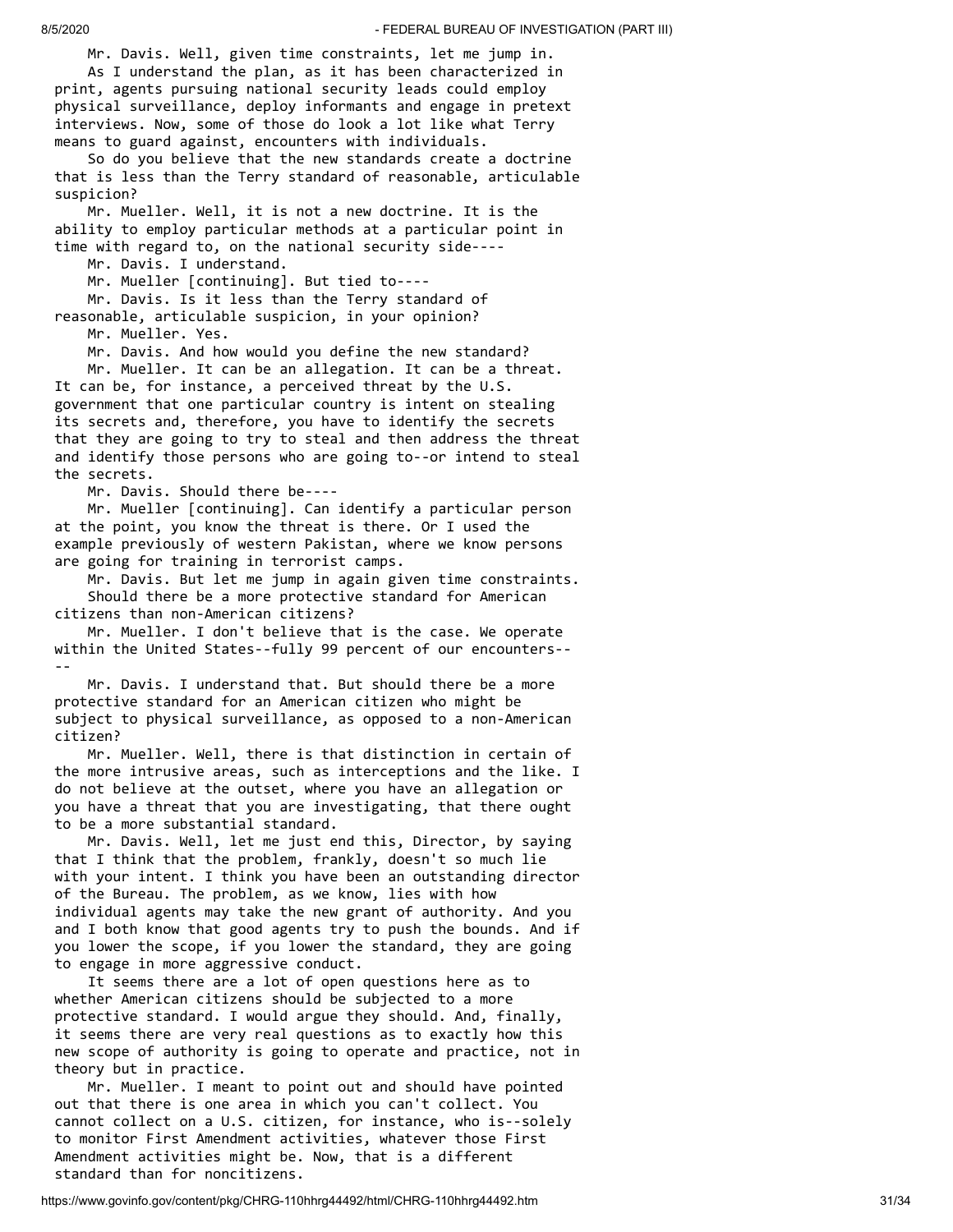Mr. Davis. Well, given time constraints, let me jump in.

As I understand the plan, as it has been characterized in print, agents pursuing national security leads could employ physical surveillance, deploy informants and engage in pretext interviews. Now, some of those do look a lot like what Terry means to guard against, encounters with individuals.

So do you believe that the new standards create a doctrine that is less than the Terry standard of reasonable, articulable suspicion?

Mr. Mueller. Well, it is not a new doctrine. It is the ability to employ particular methods at a particular point in time with regard to, on the national security side----

Mr. Davis. I understand.

Mr. Mueller [continuing]. But tied to----

Mr. Davis. Is it less than the Terry standard of reasonable, articulable suspicion, in your opinion?

Mr. Mueller. Yes.

Mr. Davis. And how would you define the new standard?

Mr. Mueller. It can be an allegation. It can be a threat. It can be, for instance, a perceived threat by the U.S. government that one particular country is intent on stealing its secrets and, therefore, you have to identify the secrets that they are going to try to steal and then address the threat and identify those persons who are going to--or intend to steal the secrets.

Mr. Davis. Should there be----

Mr. Mueller [continuing]. Can identify a particular person at the point, you know the threat is there. Or I used the example previously of western Pakistan, where we know persons are going for training in terrorist camps.

Mr. Davis. But let me jump in again given time constraints.

Should there be a more protective standard for American citizens than non-American citizens?

Mr. Mueller. I don't believe that is the case. We operate within the United States--fully 99 percent of our encounters----

Mr. Davis. I understand that. But should there be a more protective standard for an American citizen who might be subject to physical surveillance, as opposed to a non-American citizen?

Mr. Mueller. Well, there is that distinction in certain of the more intrusive areas, such as interceptions and the like. I do not believe at the outset, where you have an allegation or you have a threat that you are investigating, that there ought to be a more substantial standard.

Mr. Davis. Well, let me just end this, Director, by saying that I think that the problem, frankly, doesn't so much lie with your intent. I think you have been an outstanding director of the Bureau. The problem, as we know, lies with how individual agents may take the new grant of authority. And you and I both know that good agents try to push the bounds. And if you lower the scope, if you lower the standard, they are going to engage in more aggressive conduct.

It seems there are a lot of open questions here as to whether American citizens should be subjected to a more protective standard. I would argue they should. And, finally, it seems there are very real questions as to exactly how this new scope of authority is going to operate and practice, not in theory but in practice.

Mr. Mueller. I meant to point out and should have pointed out that there is one area in which you can't collect. You cannot collect on a U.S. citizen, for instance, who is--solely to monitor First Amendment activities, whatever those First Amendment activities might be. Now, that is a different standard than for noncitizens.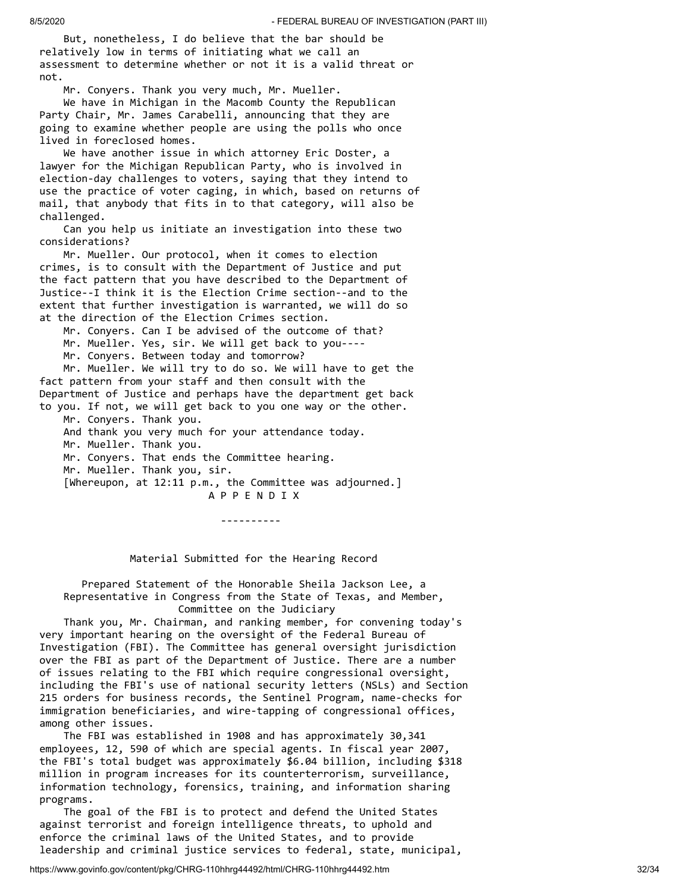But, nonetheless, I do believe that the bar should be relatively low in terms of initiating what we call an assessment to determine whether or not it is a valid threat or not.

Mr. Conyers. Thank you very much, Mr. Mueller.

We have in Michigan in the Macomb County the Republican Party Chair, Mr. James Carabelli, announcing that they are going to examine whether people are using the polls who once lived in foreclosed homes.

We have another issue in which attorney Eric Doster, a lawyer for the Michigan Republican Party, who is involved in election-day challenges to voters, saying that they intend to use the practice of voter caging, in which, based on returns of mail, that anybody that fits in to that category, will also be challenged.

Can you help us initiate an investigation into these two considerations?

Mr. Mueller. Our protocol, when it comes to election crimes, is to consult with the Department of Justice and put the fact pattern that you have described to the Department of Justice--I think it is the Election Crime section--and to the extent that further investigation is warranted, we will do so at the direction of the Election Crimes section.

Mr. Conyers. Can I be advised of the outcome of that?

Mr. Mueller. Yes, sir. We will get back to you----

Mr. Conyers. Between today and tomorrow?

Mr. Mueller. We will try to do so. We will have to get the fact pattern from your staff and then consult with the Department of Justice and perhaps have the department get back to you. If not, we will get back to you one way or the other.

Mr. Conyers. Thank you.

And thank you very much for your attendance today.

Mr. Mueller. Thank you.

Mr. Conyers. That ends the Committee hearing.

Mr. Mueller. Thank you, sir.

[Whereupon, at 12:11 p.m., the Committee was adjourned.]

# A P P E N D I X

----------

## Material Submitted for the Hearing Record

### Prepared Statement of the Honorable Sheila Jackson Lee, a Representative in Congress from the State of Texas, and Member, Committee on the Judiciary

Thank you, Mr. Chairman, and ranking member, for convening today's very important hearing on the oversight of the Federal Bureau of Investigation (FBI). The Committee has general oversight jurisdiction over the FBI as part of the Department of Justice. There are a number of issues relating to the FBI which require congressional oversight, including the FBI's use of national security letters (NSLs) and Section 215 orders for business records, the Sentinel Program, name-checks for immigration beneficiaries, and wire-tapping of congressional offices, among other issues.

The FBI was established in 1908 and has approximately 30,341 employees, 12, 590 of which are special agents. In fiscal year 2007, the FBI's total budget was approximately $6.04 billion, including $318 million in program increases for its counterterrorism, surveillance, information technology, forensics, training, and information sharing programs.

The goal of the FBI is to protect and defend the United States against terrorist and foreign intelligence threats, to uphold and enforce the criminal laws of the United States, and to provide leadership and criminal justice services to federal, state, municipal,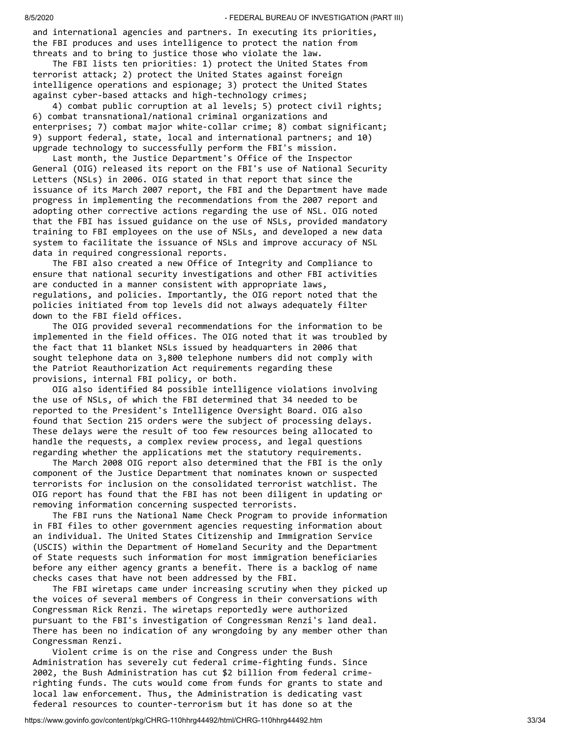and international agencies and partners. In executing its priorities, the FBI produces and uses intelligence to protect the nation from threats and to bring to justice those who violate the law.

The FBI lists ten priorities: 1) protect the United States from terrorist attack; 2) protect the United States against foreign intelligence operations and espionage; 3) protect the United States against cyber-based attacks and high-technology crimes;

4) combat public corruption at al levels; 5) protect civil rights; 6) combat transnational/national criminal organizations and enterprises; 7) combat major white-collar crime; 8) combat significant; 9) support federal, state, local and international partners; and 10) upgrade technology to successfully perform the FBI's mission.

Last month, the Justice Department's Office of the Inspector General (OIG) released its report on the FBI's use of National Security Letters (NSLs) in 2006. OIG stated in that report that since the issuance of its March 2007 report, the FBI and the Department have made progress in implementing the recommendations from the 2007 report and adopting other corrective actions regarding the use of NSL. OIG noted that the FBI has issued guidance on the use of NSLs, provided mandatory training to FBI employees on the use of NSLs, and developed a new data system to facilitate the issuance of NSLs and improve accuracy of NSL data in required congressional reports.

The FBI also created a new Office of Integrity and Compliance to ensure that national security investigations and other FBI activities are conducted in a manner consistent with appropriate laws, regulations, and policies. Importantly, the OIG report noted that the policies initiated from top levels did not always adequately filter down to the FBI field offices.

The OIG provided several recommendations for the information to be implemented in the field offices. The OIG noted that it was troubled by the fact that 11 blanket NSLs issued by headquarters in 2006 that sought telephone data on 3,800 telephone numbers did not comply with the Patriot Reauthorization Act requirements regarding these provisions, internal FBI policy, or both.

OIG also identified 84 possible intelligence violations involving the use of NSLs, of which the FBI determined that 34 needed to be reported to the President's Intelligence Oversight Board. OIG also found that Section 215 orders were the subject of processing delays. These delays were the result of too few resources being allocated to handle the requests, a complex review process, and legal questions regarding whether the applications met the statutory requirements.

The March 2008 OIG report also determined that the FBI is the only component of the Justice Department that nominates known or suspected terrorists for inclusion on the consolidated terrorist watchlist. The OIG report has found that the FBI has not been diligent in updating or removing information concerning suspected terrorists.

The FBI runs the National Name Check Program to provide information in FBI files to other government agencies requesting information about an individual. The United States Citizenship and Immigration Service (USCIS) within the Department of Homeland Security and the Department of State requests such information for most immigration beneficiaries before any either agency grants a benefit. There is a backlog of name checks cases that have not been addressed by the FBI.

The FBI wiretaps came under increasing scrutiny when they picked up the voices of several members of Congress in their conversations with Congressman Rick Renzi. The wiretaps reportedly were authorized pursuant to the FBI's investigation of Congressman Renzi's land deal. There has been no indication of any wrongdoing by any member other than Congressman Renzi.

Violent crime is on the rise and Congress under the Bush Administration has severely cut federal crime-fighting funds. Since 2002, the Bush Administration has cut $2 billion from federal crime-righting funds. The cuts would come from funds for grants to state and local law enforcement. Thus, the Administration is dedicating vast federal resources to counter-terrorism but it has done so at the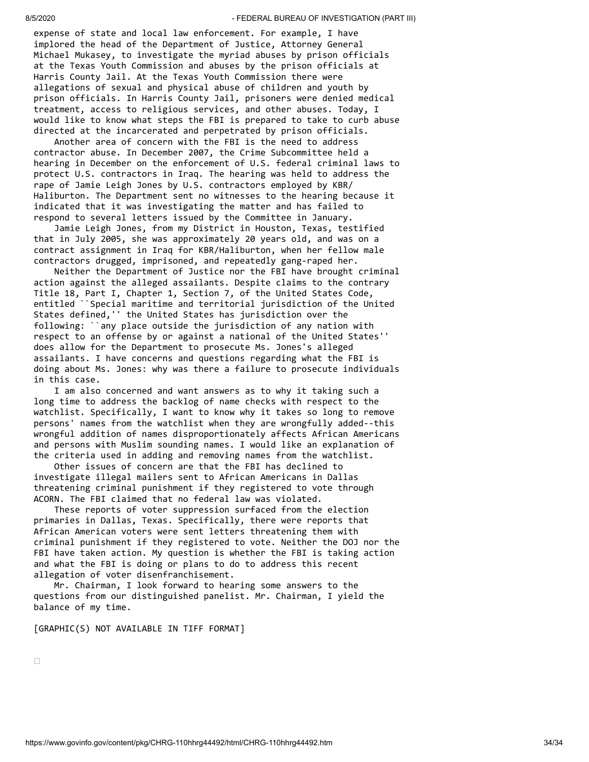expense of state and local law enforcement. For example, I have implored the head of the Department of Justice, Attorney General Michael Mukasey, to investigate the myriad abuses by prison officials at the Texas Youth Commission and abuses by the prison officials at Harris County Jail. At the Texas Youth Commission there were allegations of sexual and physical abuse of children and youth by prison officials. In Harris County Jail, prisoners were denied medical treatment, access to religious services, and other abuses. Today, I would like to know what steps the FBI is prepared to take to curb abuse directed at the incarcerated and perpetrated by prison officials.

Another area of concern with the FBI is the need to address contractor abuse. In December 2007, the Crime Subcommittee held a hearing in December on the enforcement of U.S. federal criminal laws to protect U.S. contractors in Iraq. The hearing was held to address the rape of Jamie Leigh Jones by U.S. contractors employed by KBR/Haliburton. The Department sent no witnesses to the hearing because it indicated that it was investigating the matter and has failed to respond to several letters issued by the Committee in January.

Jamie Leigh Jones, from my District in Houston, Texas, testified that in July 2005, she was approximately 20 years old, and was on a contract assignment in Iraq for KBR/Haliburton, when her fellow male contractors drugged, imprisoned, and repeatedly gang-raped her.

Neither the Department of Justice nor the FBI have brought criminal action against the alleged assailants. Despite claims to the contrary Title 18, Part I, Chapter 1, Section 7, of the United States Code, entitled ``Special maritime and territorial jurisdiction of the United States defined,'' the United States has jurisdiction over the following: ``any place outside the jurisdiction of any nation with respect to an offense by or against a national of the United States'' does allow for the Department to prosecute Ms. Jones's alleged assailants. I have concerns and questions regarding what the FBI is doing about Ms. Jones: why was there a failure to prosecute individuals in this case.

I am also concerned and want answers as to why it taking such a long time to address the backlog of name checks with respect to the watchlist. Specifically, I want to know why it takes so long to remove persons' names from the watchlist when they are wrongfully added--this wrongful addition of names disproportionately affects African Americans and persons with Muslim sounding names. I would like an explanation of the criteria used in adding and removing names from the watchlist.

Other issues of concern are that the FBI has declined to investigate illegal mailers sent to African Americans in Dallas threatening criminal punishment if they registered to vote through ACORN. The FBI claimed that no federal law was violated.

These reports of voter suppression surfaced from the election primaries in Dallas, Texas. Specifically, there were reports that African American voters were sent letters threatening them with criminal punishment if they registered to vote. Neither the DOJ nor the FBI have taken action. My question is whether the FBI is taking action and what the FBI is doing or plans to do to address this recent allegation of voter disenfranchisement.

Mr. Chairman, I look forward to hearing some answers to the questions from our distinguished panelist. Mr. Chairman, I yield the balance of my time.

[GRAPHIC(S) NOT AVAILABLE IN TIFF FORMAT]